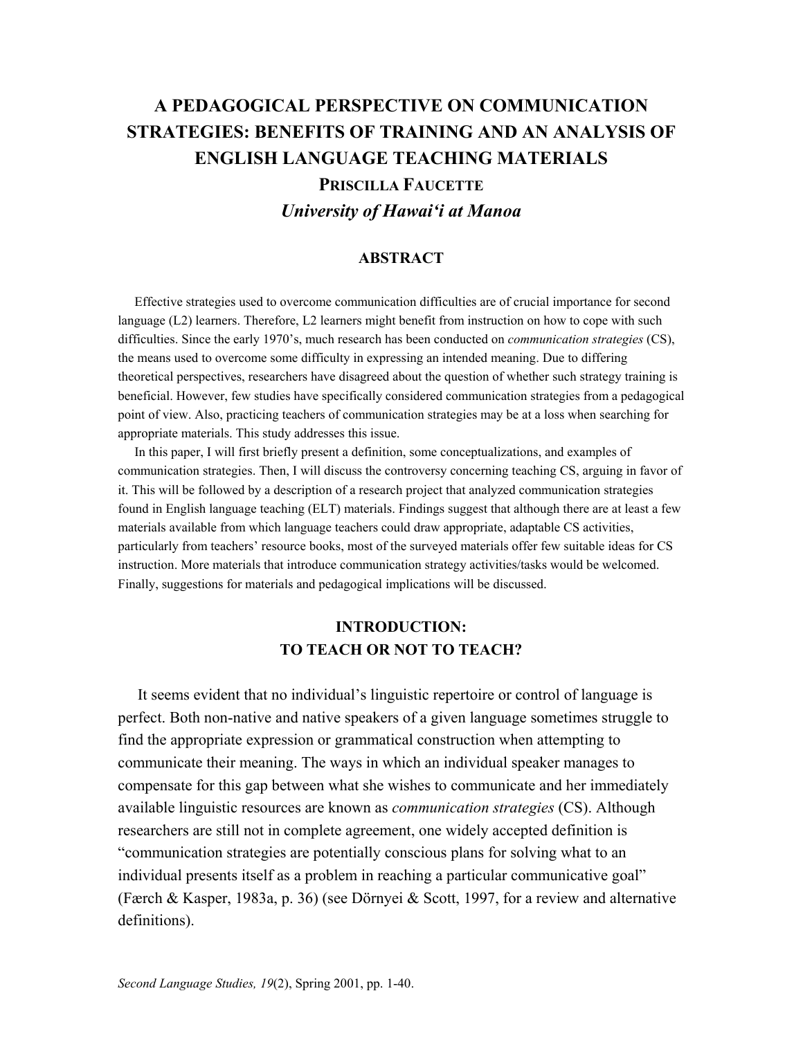# A PEDAGOGICAL PERSPECTIVE ON COMMUNICATION STRATEGIES: BENEFITS OF TRAINING AND AN ANALYSIS OF ENGLISH LANGUAGE TEACHING MATERIALS

**PRISCILLA FAUCETTE**

***University of Hawai'i at Manoa***

## ABSTRACT

Effective strategies used to overcome communication difficulties are of crucial importance for second language (L2) learners. Therefore, L2 learners might benefit from instruction on how to cope with such difficulties. Since the early 1970's, much research has been conducted on *communication strategies* (CS), the means used to overcome some difficulty in expressing an intended meaning. Due to differing theoretical perspectives, researchers have disagreed about the question of whether such strategy training is beneficial. However, few studies have specifically considered communication strategies from a pedagogical point of view. Also, practicing teachers of communication strategies may be at a loss when searching for appropriate materials. This study addresses this issue.

In this paper, I will first briefly present a definition, some conceptualizations, and examples of communication strategies. Then, I will discuss the controversy concerning teaching CS, arguing in favor of it. This will be followed by a description of a research project that analyzed communication strategies found in English language teaching (ELT) materials. Findings suggest that although there are at least a few materials available from which language teachers could draw appropriate, adaptable CS activities, particularly from teachers' resource books, most of the surveyed materials offer few suitable ideas for CS instruction. More materials that introduce communication strategy activities/tasks would be welcomed. Finally, suggestions for materials and pedagogical implications will be discussed.

## INTRODUCTION: TO TEACH OR NOT TO TEACH?

It seems evident that no individual's linguistic repertoire or control of language is perfect. Both non-native and native speakers of a given language sometimes struggle to find the appropriate expression or grammatical construction when attempting to communicate their meaning. The ways in which an individual speaker manages to compensate for this gap between what she wishes to communicate and her immediately available linguistic resources are known as *communication strategies* (CS). Although researchers are still not in complete agreement, one widely accepted definition is "communication strategies are potentially conscious plans for solving what to an individual presents itself as a problem in reaching a particular communicative goal" (Færch & Kasper, 1983a, p. 36) (see Dörnyei & Scott, 1997, for a review and alternative definitions).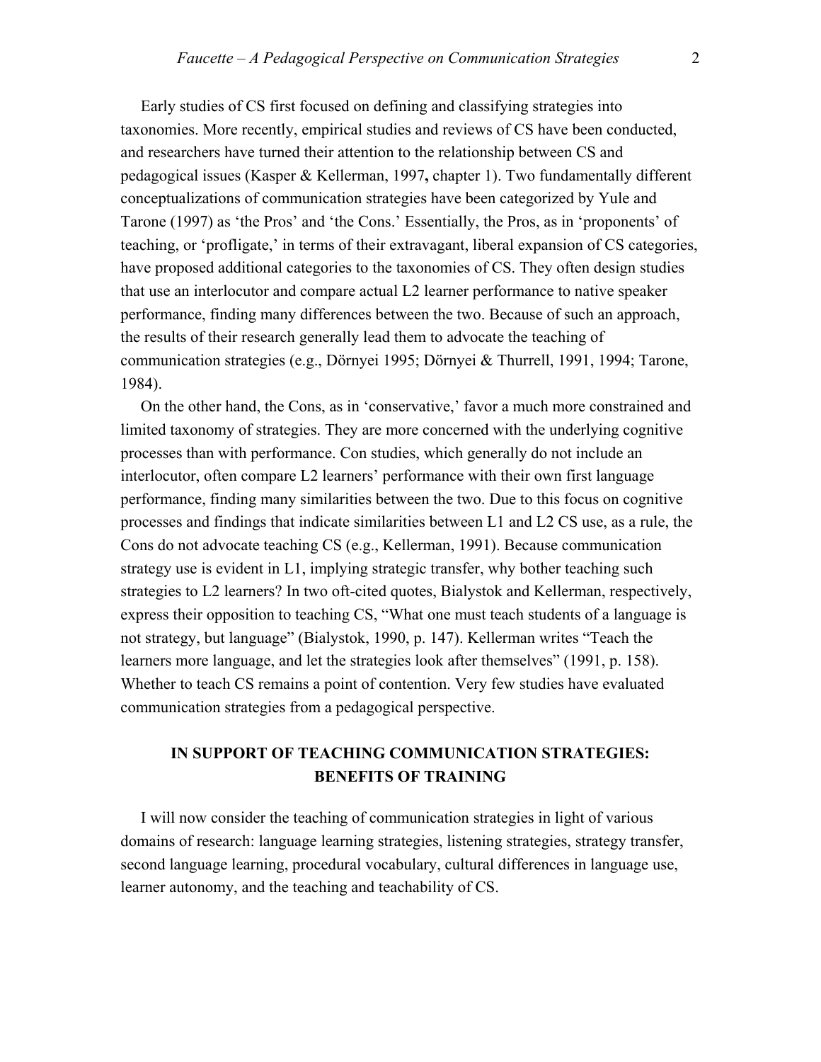Early studies of CS first focused on defining and classifying strategies into taxonomies. More recently, empirical studies and reviews of CS have been conducted, and researchers have turned their attention to the relationship between CS and pedagogical issues (Kasper & Kellerman, 1997**,** chapter 1). Two fundamentally different conceptualizations of communication strategies have been categorized by Yule and Tarone (1997) as 'the Pros' and 'the Cons.' Essentially, the Pros, as in 'proponents' of teaching, or 'profligate,' in terms of their extravagant, liberal expansion of CS categories, have proposed additional categories to the taxonomies of CS. They often design studies that use an interlocutor and compare actual L2 learner performance to native speaker performance, finding many differences between the two. Because of such an approach, the results of their research generally lead them to advocate the teaching of communication strategies (e.g., Dörnyei 1995; Dörnyei & Thurrell, 1991, 1994; Tarone, 1984).

On the other hand, the Cons, as in 'conservative,' favor a much more constrained and limited taxonomy of strategies. They are more concerned with the underlying cognitive processes than with performance. Con studies, which generally do not include an interlocutor, often compare L2 learners' performance with their own first language performance, finding many similarities between the two. Due to this focus on cognitive processes and findings that indicate similarities between L1 and L2 CS use, as a rule, the Cons do not advocate teaching CS (e.g., Kellerman, 1991). Because communication strategy use is evident in L1, implying strategic transfer, why bother teaching such strategies to L2 learners? In two oft-cited quotes, Bialystok and Kellerman, respectively, express their opposition to teaching CS, "What one must teach students of a language is not strategy, but language" (Bialystok, 1990, p. 147). Kellerman writes "Teach the learners more language, and let the strategies look after themselves" (1991, p. 158). Whether to teach CS remains a point of contention. Very few studies have evaluated communication strategies from a pedagogical perspective.

## IN SUPPORT OF TEACHING COMMUNICATION STRATEGIES: BENEFITS OF TRAINING

I will now consider the teaching of communication strategies in light of various domains of research: language learning strategies, listening strategies, strategy transfer, second language learning, procedural vocabulary, cultural differences in language use, learner autonomy, and the teaching and teachability of CS.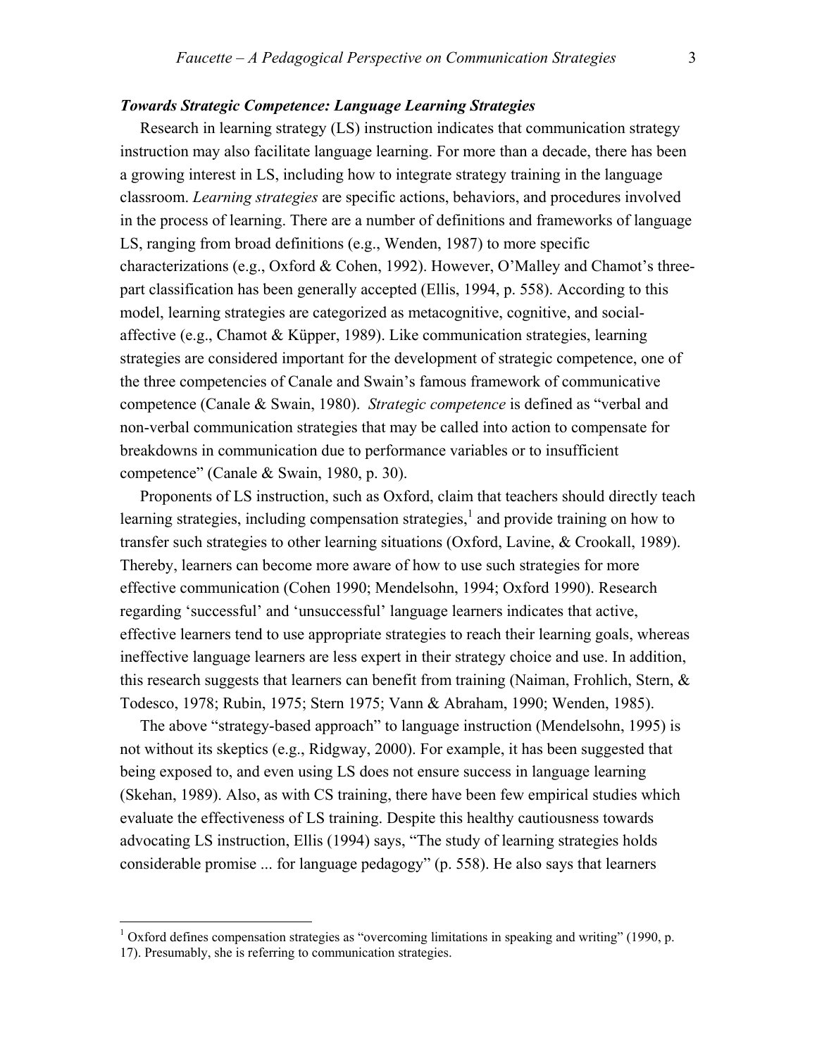### *Towards Strategic Competence: Language Learning Strategies*

Research in learning strategy (LS) instruction indicates that communication strategy instruction may also facilitate language learning. For more than a decade, there has been a growing interest in LS, including how to integrate strategy training in the language classroom. *Learning strategies* are specific actions, behaviors, and procedures involved in the process of learning. There are a number of definitions and frameworks of language LS, ranging from broad definitions (e.g., Wenden, 1987) to more specific characterizations (e.g., Oxford & Cohen, 1992). However, O'Malley and Chamot's three-part classification has been generally accepted (Ellis, 1994, p. 558). According to this model, learning strategies are categorized as metacognitive, cognitive, and social-affective (e.g., Chamot & Küpper, 1989). Like communication strategies, learning strategies are considered important for the development of strategic competence, one of the three competencies of Canale and Swain's famous framework of communicative competence (Canale & Swain, 1980). *Strategic competence* is defined as "verbal and non-verbal communication strategies that may be called into action to compensate for breakdowns in communication due to performance variables or to insufficient competence" (Canale & Swain, 1980, p. 30).

Proponents of LS instruction, such as Oxford, claim that teachers should directly teach learning strategies, including compensation strategies,[1] and provide training on how to transfer such strategies to other learning situations (Oxford, Lavine, & Crookall, 1989). Thereby, learners can become more aware of how to use such strategies for more effective communication (Cohen 1990; Mendelsohn, 1994; Oxford 1990). Research regarding 'successful' and 'unsuccessful' language learners indicates that active, effective learners tend to use appropriate strategies to reach their learning goals, whereas ineffective language learners are less expert in their strategy choice and use. In addition, this research suggests that learners can benefit from training (Naiman, Frohlich, Stern, & Todesco, 1978; Rubin, 1975; Stern 1975; Vann & Abraham, 1990; Wenden, 1985).

The above "strategy-based approach" to language instruction (Mendelsohn, 1995) is not without its skeptics (e.g., Ridgway, 2000). For example, it has been suggested that being exposed to, and even using LS does not ensure success in language learning (Skehan, 1989). Also, as with CS training, there have been few empirical studies which evaluate the effectiveness of LS training. Despite this healthy cautiousness towards advocating LS instruction, Ellis (1994) says, "The study of learning strategies holds considerable promise ... for language pedagogy" (p. 558). He also says that learners

---

[1] Oxford defines compensation strategies as "overcoming limitations in speaking and writing" (1990, p. 17). Presumably, she is referring to communication strategies.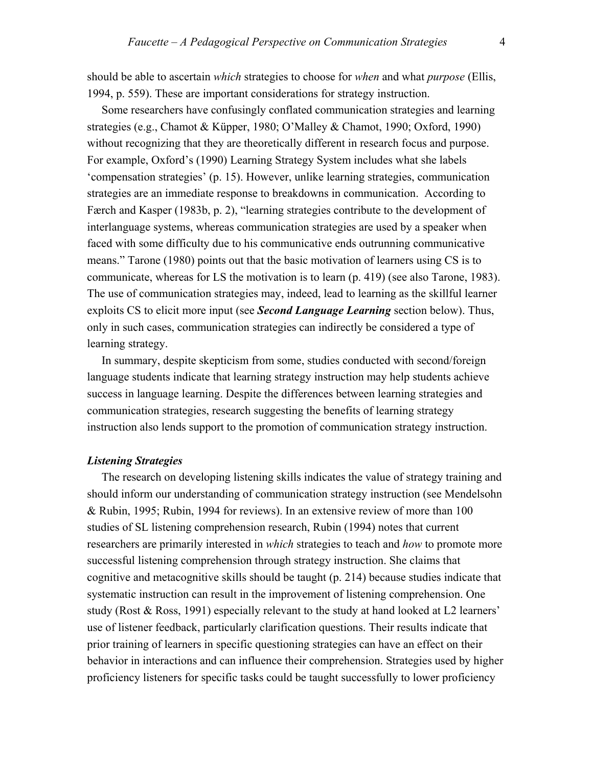should be able to ascertain *which* strategies to choose for *when* and what *purpose* (Ellis, 1994, p. 559). These are important considerations for strategy instruction.

Some researchers have confusingly conflated communication strategies and learning strategies (e.g., Chamot & Küpper, 1980; O'Malley & Chamot, 1990; Oxford, 1990) without recognizing that they are theoretically different in research focus and purpose. For example, Oxford's (1990) Learning Strategy System includes what she labels 'compensation strategies' (p. 15). However, unlike learning strategies, communication strategies are an immediate response to breakdowns in communication. According to Færch and Kasper (1983b, p. 2), "learning strategies contribute to the development of interlanguage systems, whereas communication strategies are used by a speaker when faced with some difficulty due to his communicative ends outrunning communicative means." Tarone (1980) points out that the basic motivation of learners using CS is to communicate, whereas for LS the motivation is to learn (p. 419) (see also Tarone, 1983). The use of communication strategies may, indeed, lead to learning as the skillful learner exploits CS to elicit more input (see ***Second Language Learning*** section below). Thus, only in such cases, communication strategies can indirectly be considered a type of learning strategy.

In summary, despite skepticism from some, studies conducted with second/foreign language students indicate that learning strategy instruction may help students achieve success in language learning. Despite the differences between learning strategies and communication strategies, research suggesting the benefits of learning strategy instruction also lends support to the promotion of communication strategy instruction.

### *Listening Strategies*

The research on developing listening skills indicates the value of strategy training and should inform our understanding of communication strategy instruction (see Mendelsohn & Rubin, 1995; Rubin, 1994 for reviews). In an extensive review of more than 100 studies of SL listening comprehension research, Rubin (1994) notes that current researchers are primarily interested in *which* strategies to teach and *how* to promote more successful listening comprehension through strategy instruction. She claims that cognitive and metacognitive skills should be taught (p. 214) because studies indicate that systematic instruction can result in the improvement of listening comprehension. One study (Rost & Ross, 1991) especially relevant to the study at hand looked at L2 learners' use of listener feedback, particularly clarification questions. Their results indicate that prior training of learners in specific questioning strategies can have an effect on their behavior in interactions and can influence their comprehension. Strategies used by higher proficiency listeners for specific tasks could be taught successfully to lower proficiency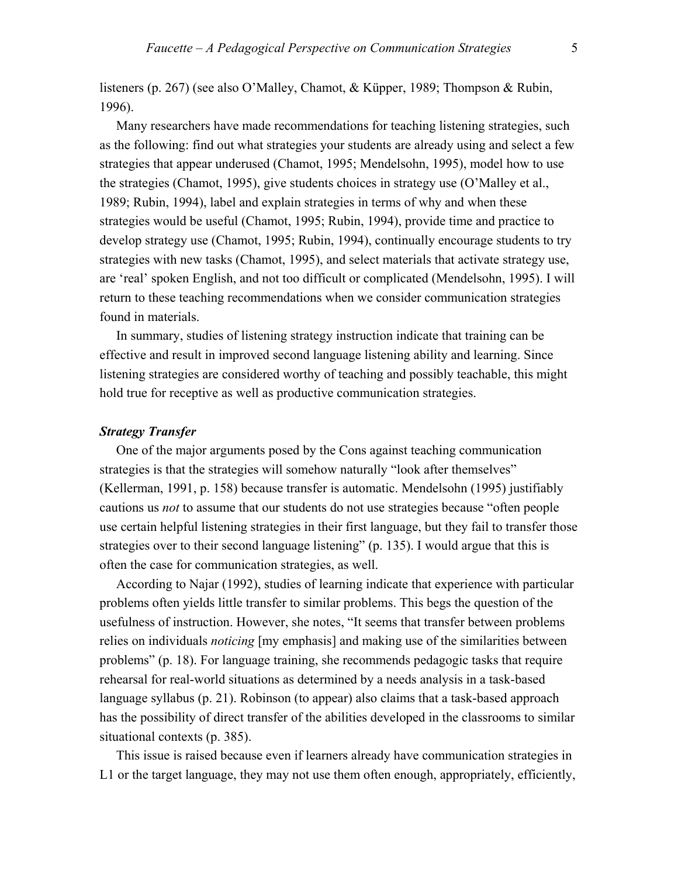listeners (p. 267) (see also O'Malley, Chamot, & Küpper, 1989; Thompson & Rubin, 1996).

Many researchers have made recommendations for teaching listening strategies, such as the following: find out what strategies your students are already using and select a few strategies that appear underused (Chamot, 1995; Mendelsohn, 1995), model how to use the strategies (Chamot, 1995), give students choices in strategy use (O'Malley et al., 1989; Rubin, 1994), label and explain strategies in terms of why and when these strategies would be useful (Chamot, 1995; Rubin, 1994), provide time and practice to develop strategy use (Chamot, 1995; Rubin, 1994), continually encourage students to try strategies with new tasks (Chamot, 1995), and select materials that activate strategy use, are 'real' spoken English, and not too difficult or complicated (Mendelsohn, 1995). I will return to these teaching recommendations when we consider communication strategies found in materials.

In summary, studies of listening strategy instruction indicate that training can be effective and result in improved second language listening ability and learning. Since listening strategies are considered worthy of teaching and possibly teachable, this might hold true for receptive as well as productive communication strategies.

### *Strategy Transfer*

One of the major arguments posed by the Cons against teaching communication strategies is that the strategies will somehow naturally "look after themselves" (Kellerman, 1991, p. 158) because transfer is automatic. Mendelsohn (1995) justifiably cautions us *not* to assume that our students do not use strategies because "often people use certain helpful listening strategies in their first language, but they fail to transfer those strategies over to their second language listening" (p. 135). I would argue that this is often the case for communication strategies, as well.

According to Najar (1992), studies of learning indicate that experience with particular problems often yields little transfer to similar problems. This begs the question of the usefulness of instruction. However, she notes, "It seems that transfer between problems relies on individuals *noticing* [my emphasis] and making use of the similarities between problems" (p. 18). For language training, she recommends pedagogic tasks that require rehearsal for real-world situations as determined by a needs analysis in a task-based language syllabus (p. 21). Robinson (to appear) also claims that a task-based approach has the possibility of direct transfer of the abilities developed in the classrooms to similar situational contexts (p. 385).

This issue is raised because even if learners already have communication strategies in L1 or the target language, they may not use them often enough, appropriately, efficiently,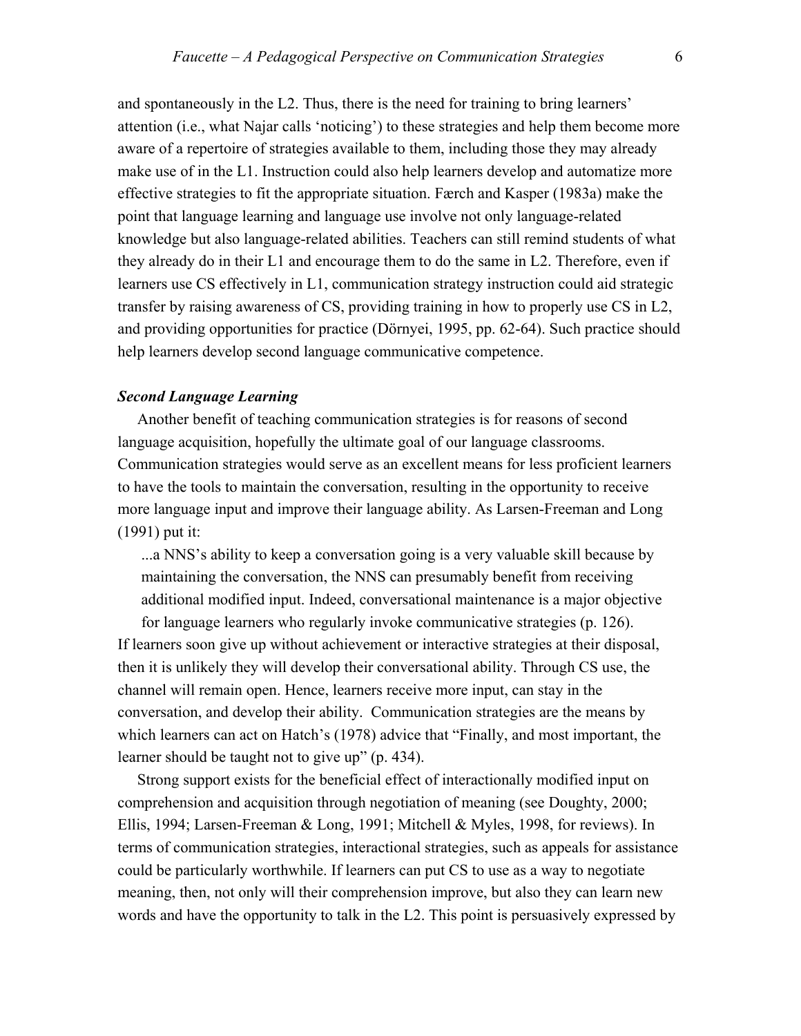and spontaneously in the L2. Thus, there is the need for training to bring learners' attention (i.e., what Najar calls 'noticing') to these strategies and help them become more aware of a repertoire of strategies available to them, including those they may already make use of in the L1. Instruction could also help learners develop and automatize more effective strategies to fit the appropriate situation. Færch and Kasper (1983a) make the point that language learning and language use involve not only language-related knowledge but also language-related abilities. Teachers can still remind students of what they already do in their L1 and encourage them to do the same in L2. Therefore, even if learners use CS effectively in L1, communication strategy instruction could aid strategic transfer by raising awareness of CS, providing training in how to properly use CS in L2, and providing opportunities for practice (Dörnyei, 1995, pp. 62-64). Such practice should help learners develop second language communicative competence.

### *Second Language Learning*

Another benefit of teaching communication strategies is for reasons of second language acquisition, hopefully the ultimate goal of our language classrooms. Communication strategies would serve as an excellent means for less proficient learners to have the tools to maintain the conversation, resulting in the opportunity to receive more language input and improve their language ability. As Larsen-Freeman and Long (1991) put it:

> ...a NNS's ability to keep a conversation going is a very valuable skill because by maintaining the conversation, the NNS can presumably benefit from receiving additional modified input. Indeed, conversational maintenance is a major objective for language learners who regularly invoke communicative strategies (p. 126).

If learners soon give up without achievement or interactive strategies at their disposal, then it is unlikely they will develop their conversational ability. Through CS use, the channel will remain open. Hence, learners receive more input, can stay in the conversation, and develop their ability. Communication strategies are the means by which learners can act on Hatch's (1978) advice that "Finally, and most important, the learner should be taught not to give up" (p. 434).

Strong support exists for the beneficial effect of interactionally modified input on comprehension and acquisition through negotiation of meaning (see Doughty, 2000; Ellis, 1994; Larsen-Freeman & Long, 1991; Mitchell & Myles, 1998, for reviews). In terms of communication strategies, interactional strategies, such as appeals for assistance could be particularly worthwhile. If learners can put CS to use as a way to negotiate meaning, then, not only will their comprehension improve, but also they can learn new words and have the opportunity to talk in the L2. This point is persuasively expressed by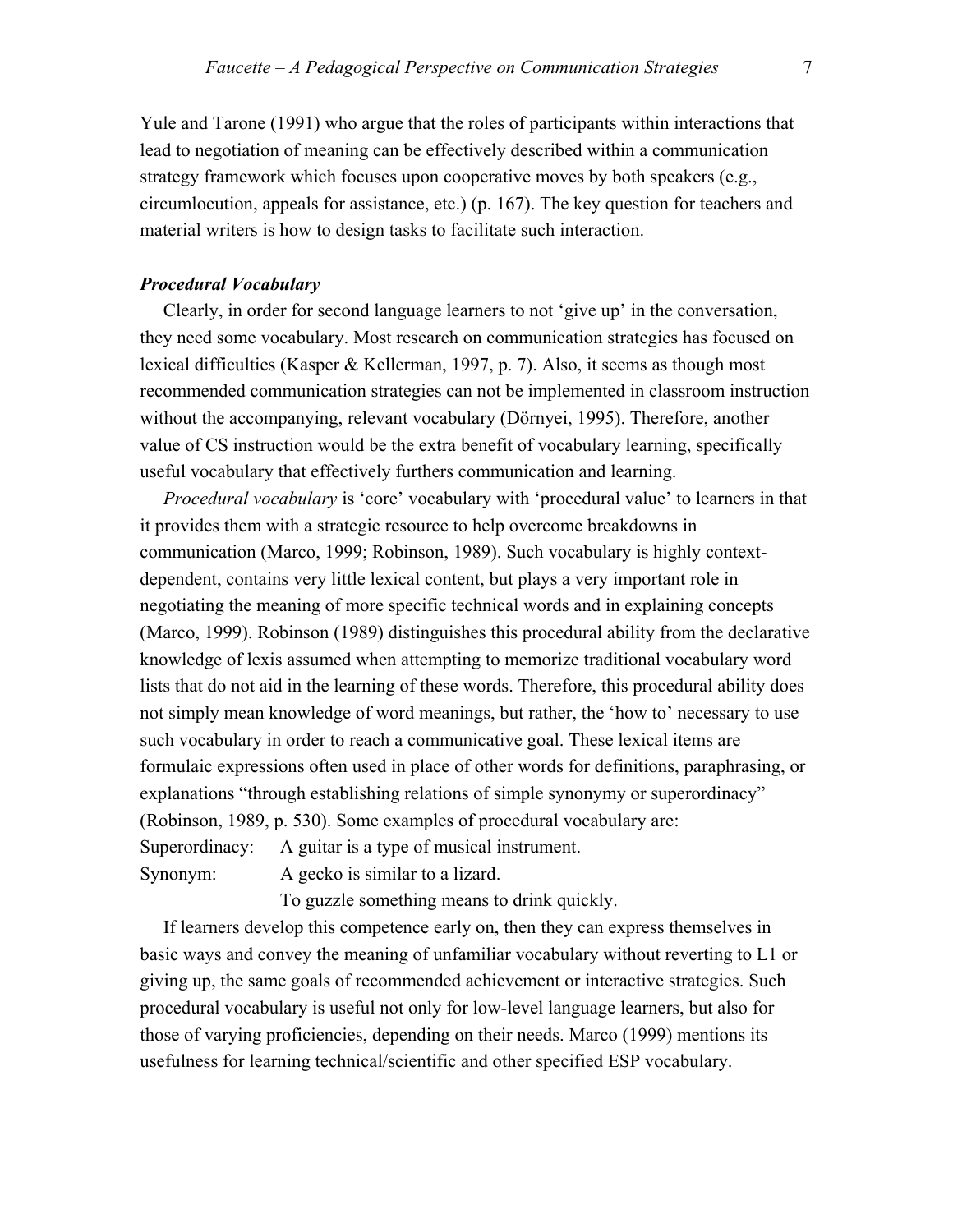Yule and Tarone (1991) who argue that the roles of participants within interactions that lead to negotiation of meaning can be effectively described within a communication strategy framework which focuses upon cooperative moves by both speakers (e.g., circumlocution, appeals for assistance, etc.) (p. 167). The key question for teachers and material writers is how to design tasks to facilitate such interaction.

### *Procedural Vocabulary*

Clearly, in order for second language learners to not 'give up' in the conversation, they need some vocabulary. Most research on communication strategies has focused on lexical difficulties (Kasper & Kellerman, 1997, p. 7). Also, it seems as though most recommended communication strategies can not be implemented in classroom instruction without the accompanying, relevant vocabulary (Dörnyei, 1995). Therefore, another value of CS instruction would be the extra benefit of vocabulary learning, specifically useful vocabulary that effectively furthers communication and learning.

*Procedural vocabulary* is 'core' vocabulary with 'procedural value' to learners in that it provides them with a strategic resource to help overcome breakdowns in communication (Marco, 1999; Robinson, 1989). Such vocabulary is highly context-dependent, contains very little lexical content, but plays a very important role in negotiating the meaning of more specific technical words and in explaining concepts (Marco, 1999). Robinson (1989) distinguishes this procedural ability from the declarative knowledge of lexis assumed when attempting to memorize traditional vocabulary word lists that do not aid in the learning of these words. Therefore, this procedural ability does not simply mean knowledge of word meanings, but rather, the 'how to' necessary to use such vocabulary in order to reach a communicative goal. These lexical items are formulaic expressions often used in place of other words for definitions, paraphrasing, or explanations "through establishing relations of simple synonymy or superordinacy" (Robinson, 1989, p. 530). Some examples of procedural vocabulary are:

Superordinacy: A guitar is a type of musical instrument.
Synonym: A gecko is similar to a lizard.
To guzzle something means to drink quickly.

If learners develop this competence early on, then they can express themselves in basic ways and convey the meaning of unfamiliar vocabulary without reverting to L1 or giving up, the same goals of recommended achievement or interactive strategies. Such procedural vocabulary is useful not only for low-level language learners, but also for those of varying proficiencies, depending on their needs. Marco (1999) mentions its usefulness for learning technical/scientific and other specified ESP vocabulary.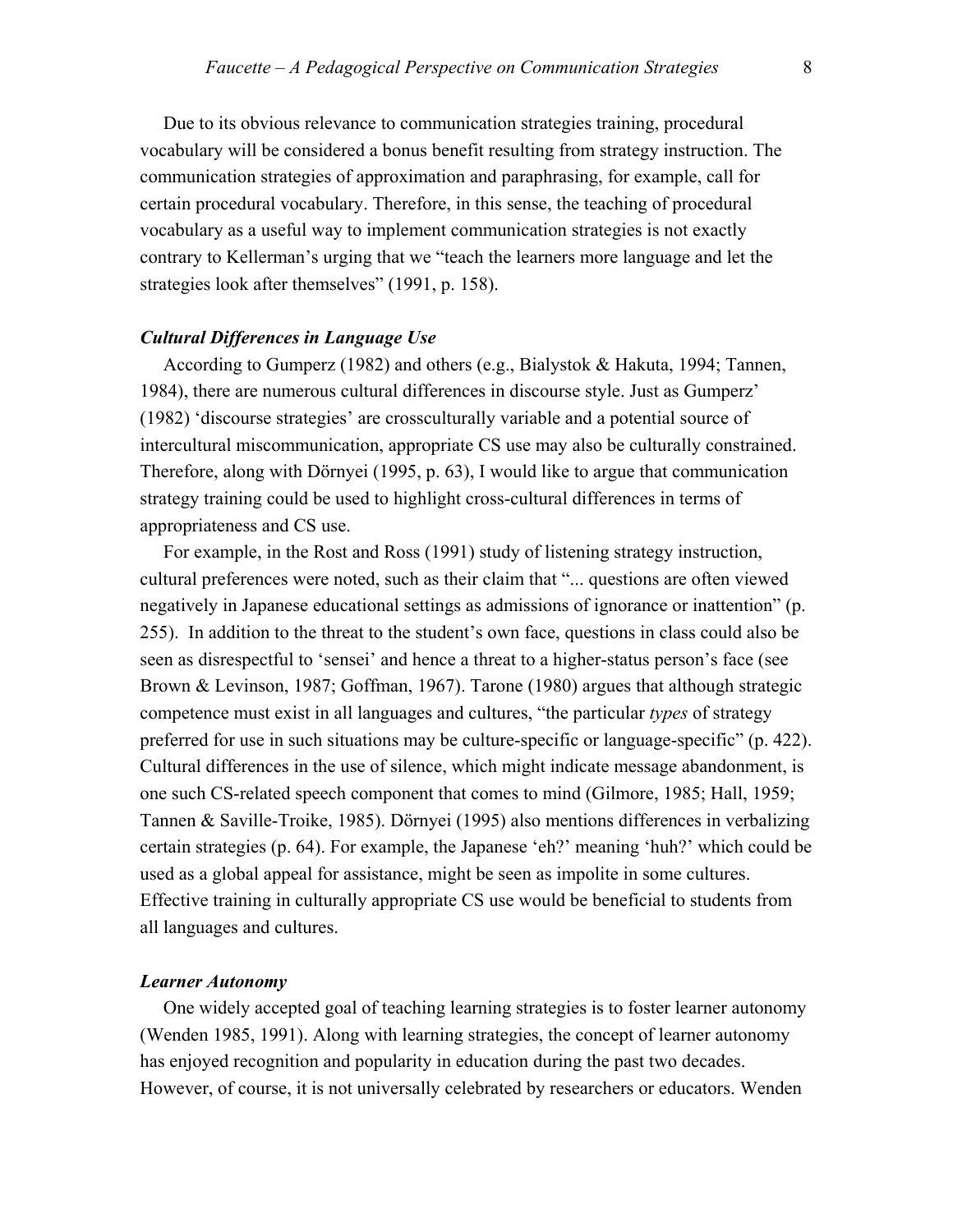Due to its obvious relevance to communication strategies training, procedural vocabulary will be considered a bonus benefit resulting from strategy instruction. The communication strategies of approximation and paraphrasing, for example, call for certain procedural vocabulary. Therefore, in this sense, the teaching of procedural vocabulary as a useful way to implement communication strategies is not exactly contrary to Kellerman's urging that we "teach the learners more language and let the strategies look after themselves" (1991, p. 158).

### *Cultural Differences in Language Use*

According to Gumperz (1982) and others (e.g., Bialystok & Hakuta, 1994; Tannen, 1984), there are numerous cultural differences in discourse style. Just as Gumperz' (1982) 'discourse strategies' are crossculturally variable and a potential source of intercultural miscommunication, appropriate CS use may also be culturally constrained. Therefore, along with Dörnyei (1995, p. 63), I would like to argue that communication strategy training could be used to highlight cross-cultural differences in terms of appropriateness and CS use.

For example, in the Rost and Ross (1991) study of listening strategy instruction, cultural preferences were noted, such as their claim that "... questions are often viewed negatively in Japanese educational settings as admissions of ignorance or inattention" (p. 255). In addition to the threat to the student's own face, questions in class could also be seen as disrespectful to 'sensei' and hence a threat to a higher-status person's face (see Brown & Levinson, 1987; Goffman, 1967). Tarone (1980) argues that although strategic competence must exist in all languages and cultures, "the particular *types* of strategy preferred for use in such situations may be culture-specific or language-specific" (p. 422). Cultural differences in the use of silence, which might indicate message abandonment, is one such CS-related speech component that comes to mind (Gilmore, 1985; Hall, 1959; Tannen & Saville-Troike, 1985). Dörnyei (1995) also mentions differences in verbalizing certain strategies (p. 64). For example, the Japanese 'eh?' meaning 'huh?' which could be used as a global appeal for assistance, might be seen as impolite in some cultures. Effective training in culturally appropriate CS use would be beneficial to students from all languages and cultures.

### *Learner Autonomy*

One widely accepted goal of teaching learning strategies is to foster learner autonomy (Wenden 1985, 1991). Along with learning strategies, the concept of learner autonomy has enjoyed recognition and popularity in education during the past two decades. However, of course, it is not universally celebrated by researchers or educators. Wenden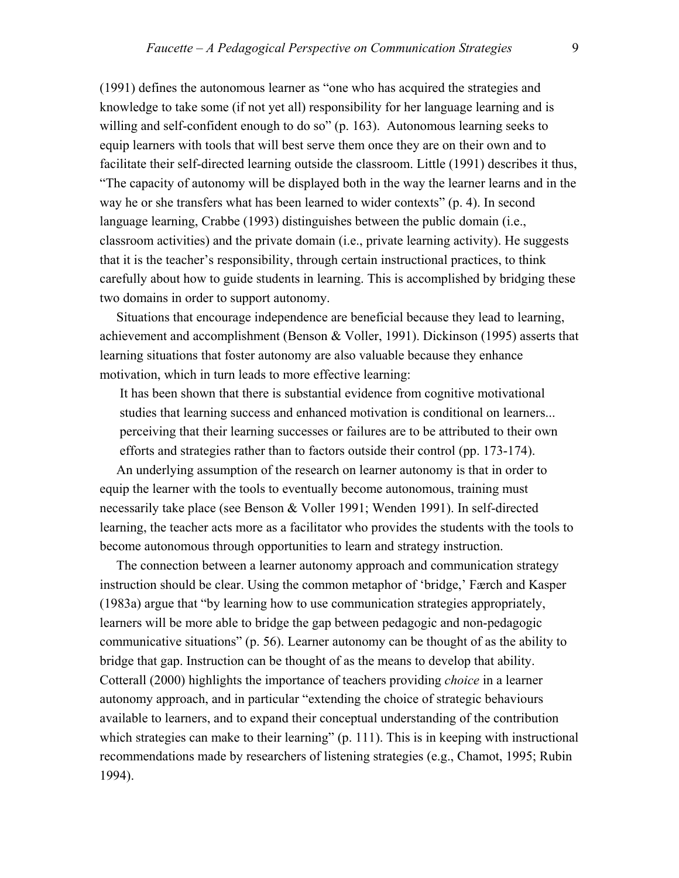(1991) defines the autonomous learner as "one who has acquired the strategies and knowledge to take some (if not yet all) responsibility for her language learning and is willing and self-confident enough to do so" (p. 163). Autonomous learning seeks to equip learners with tools that will best serve them once they are on their own and to facilitate their self-directed learning outside the classroom. Little (1991) describes it thus, "The capacity of autonomy will be displayed both in the way the learner learns and in the way he or she transfers what has been learned to wider contexts" (p. 4). In second language learning, Crabbe (1993) distinguishes between the public domain (i.e., classroom activities) and the private domain (i.e., private learning activity). He suggests that it is the teacher's responsibility, through certain instructional practices, to think carefully about how to guide students in learning. This is accomplished by bridging these two domains in order to support autonomy.

Situations that encourage independence are beneficial because they lead to learning, achievement and accomplishment (Benson & Voller, 1991). Dickinson (1995) asserts that learning situations that foster autonomy are also valuable because they enhance motivation, which in turn leads to more effective learning:

> It has been shown that there is substantial evidence from cognitive motivational studies that learning success and enhanced motivation is conditional on learners... perceiving that their learning successes or failures are to be attributed to their own efforts and strategies rather than to factors outside their control (pp. 173-174).

An underlying assumption of the research on learner autonomy is that in order to equip the learner with the tools to eventually become autonomous, training must necessarily take place (see Benson & Voller 1991; Wenden 1991). In self-directed learning, the teacher acts more as a facilitator who provides the students with the tools to become autonomous through opportunities to learn and strategy instruction.

The connection between a learner autonomy approach and communication strategy instruction should be clear. Using the common metaphor of 'bridge,' Færch and Kasper (1983a) argue that "by learning how to use communication strategies appropriately, learners will be more able to bridge the gap between pedagogic and non-pedagogic communicative situations" (p. 56). Learner autonomy can be thought of as the ability to bridge that gap. Instruction can be thought of as the means to develop that ability. Cotterall (2000) highlights the importance of teachers providing *choice* in a learner autonomy approach, and in particular "extending the choice of strategic behaviours available to learners, and to expand their conceptual understanding of the contribution which strategies can make to their learning" (p. 111). This is in keeping with instructional recommendations made by researchers of listening strategies (e.g., Chamot, 1995; Rubin 1994).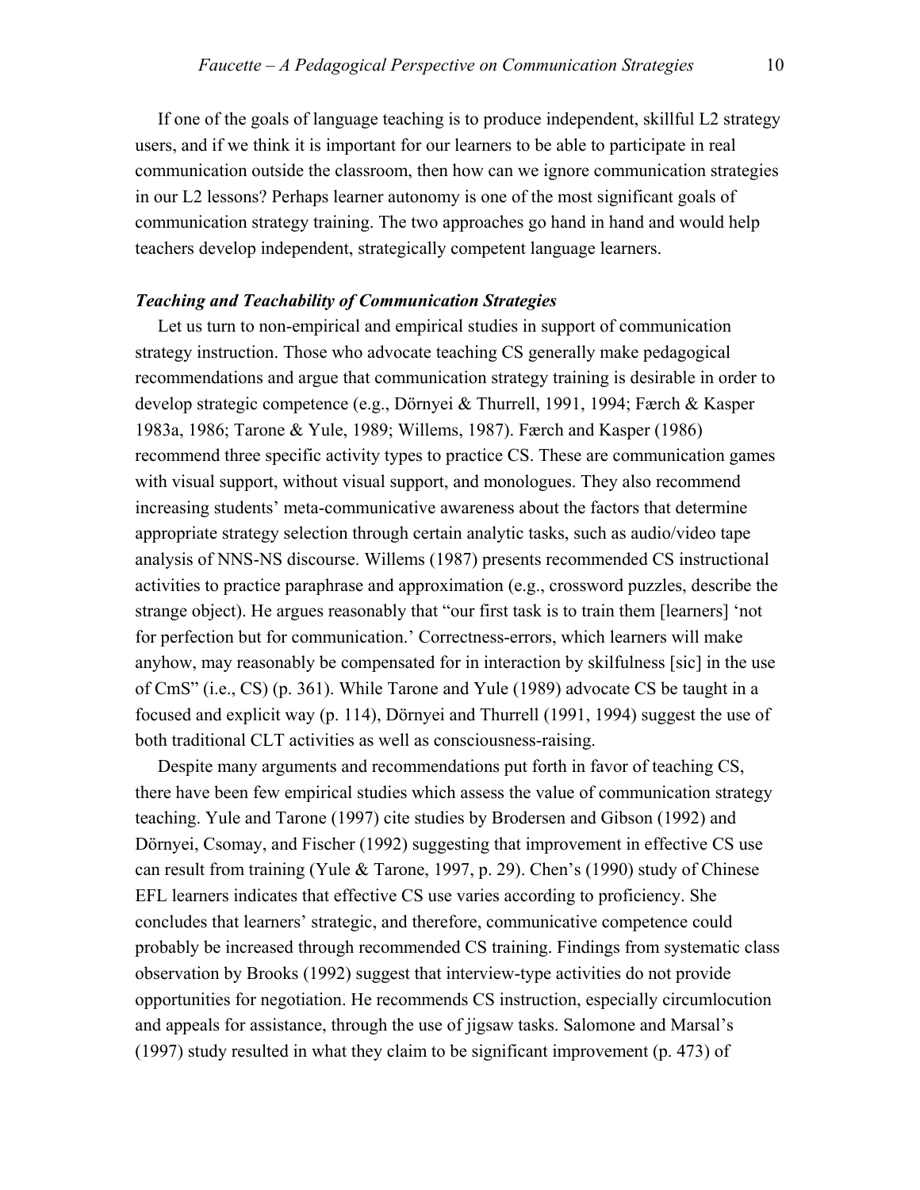If one of the goals of language teaching is to produce independent, skillful L2 strategy users, and if we think it is important for our learners to be able to participate in real communication outside the classroom, then how can we ignore communication strategies in our L2 lessons? Perhaps learner autonomy is one of the most significant goals of communication strategy training. The two approaches go hand in hand and would help teachers develop independent, strategically competent language learners.

### *Teaching and Teachability of Communication Strategies*

Let us turn to non-empirical and empirical studies in support of communication strategy instruction. Those who advocate teaching CS generally make pedagogical recommendations and argue that communication strategy training is desirable in order to develop strategic competence (e.g., Dörnyei & Thurrell, 1991, 1994; Færch & Kasper 1983a, 1986; Tarone & Yule, 1989; Willems, 1987). Færch and Kasper (1986) recommend three specific activity types to practice CS. These are communication games with visual support, without visual support, and monologues. They also recommend increasing students' meta-communicative awareness about the factors that determine appropriate strategy selection through certain analytic tasks, such as audio/video tape analysis of NNS-NS discourse. Willems (1987) presents recommended CS instructional activities to practice paraphrase and approximation (e.g., crossword puzzles, describe the strange object). He argues reasonably that "our first task is to train them [learners] 'not for perfection but for communication.' Correctness-errors, which learners will make anyhow, may reasonably be compensated for in interaction by skilfulness [sic] in the use of CmS" (i.e., CS) (p. 361). While Tarone and Yule (1989) advocate CS be taught in a focused and explicit way (p. 114), Dörnyei and Thurrell (1991, 1994) suggest the use of both traditional CLT activities as well as consciousness-raising.

Despite many arguments and recommendations put forth in favor of teaching CS, there have been few empirical studies which assess the value of communication strategy teaching. Yule and Tarone (1997) cite studies by Brodersen and Gibson (1992) and Dörnyei, Csomay, and Fischer (1992) suggesting that improvement in effective CS use can result from training (Yule & Tarone, 1997, p. 29). Chen's (1990) study of Chinese EFL learners indicates that effective CS use varies according to proficiency. She concludes that learners' strategic, and therefore, communicative competence could probably be increased through recommended CS training. Findings from systematic class observation by Brooks (1992) suggest that interview-type activities do not provide opportunities for negotiation. He recommends CS instruction, especially circumlocution and appeals for assistance, through the use of jigsaw tasks. Salomone and Marsal's (1997) study resulted in what they claim to be significant improvement (p. 473) of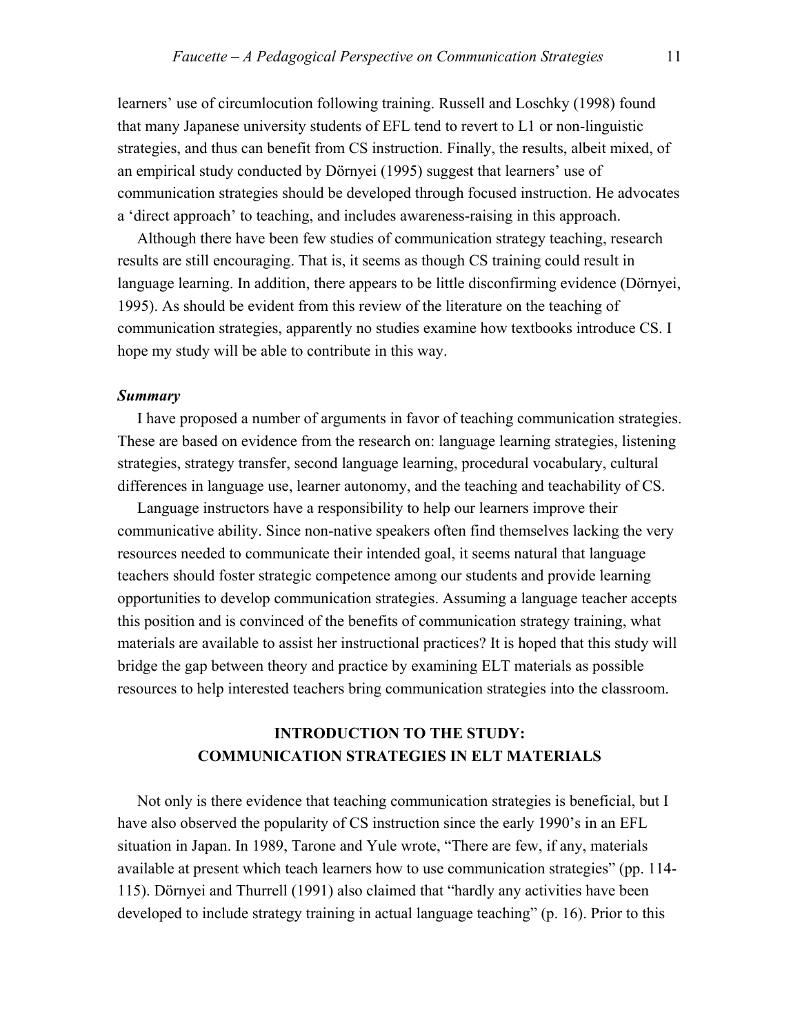learners' use of circumlocution following training. Russell and Loschky (1998) found that many Japanese university students of EFL tend to revert to L1 or non-linguistic strategies, and thus can benefit from CS instruction. Finally, the results, albeit mixed, of an empirical study conducted by Dörnyei (1995) suggest that learners' use of communication strategies should be developed through focused instruction. He advocates a 'direct approach' to teaching, and includes awareness-raising in this approach.

Although there have been few studies of communication strategy teaching, research results are still encouraging. That is, it seems as though CS training could result in language learning. In addition, there appears to be little disconfirming evidence (Dörnyei, 1995). As should be evident from this review of the literature on the teaching of communication strategies, apparently no studies examine how textbooks introduce CS. I hope my study will be able to contribute in this way.

### *Summary*

I have proposed a number of arguments in favor of teaching communication strategies. These are based on evidence from the research on: language learning strategies, listening strategies, strategy transfer, second language learning, procedural vocabulary, cultural differences in language use, learner autonomy, and the teaching and teachability of CS.

Language instructors have a responsibility to help our learners improve their communicative ability. Since non-native speakers often find themselves lacking the very resources needed to communicate their intended goal, it seems natural that language teachers should foster strategic competence among our students and provide learning opportunities to develop communication strategies. Assuming a language teacher accepts this position and is convinced of the benefits of communication strategy training, what materials are available to assist her instructional practices? It is hoped that this study will bridge the gap between theory and practice by examining ELT materials as possible resources to help interested teachers bring communication strategies into the classroom.

## INTRODUCTION TO THE STUDY: COMMUNICATION STRATEGIES IN ELT MATERIALS

Not only is there evidence that teaching communication strategies is beneficial, but I have also observed the popularity of CS instruction since the early 1990's in an EFL situation in Japan. In 1989, Tarone and Yule wrote, "There are few, if any, materials available at present which teach learners how to use communication strategies" (pp. 114-115). Dörnyei and Thurrell (1991) also claimed that "hardly any activities have been developed to include strategy training in actual language teaching" (p. 16). Prior to this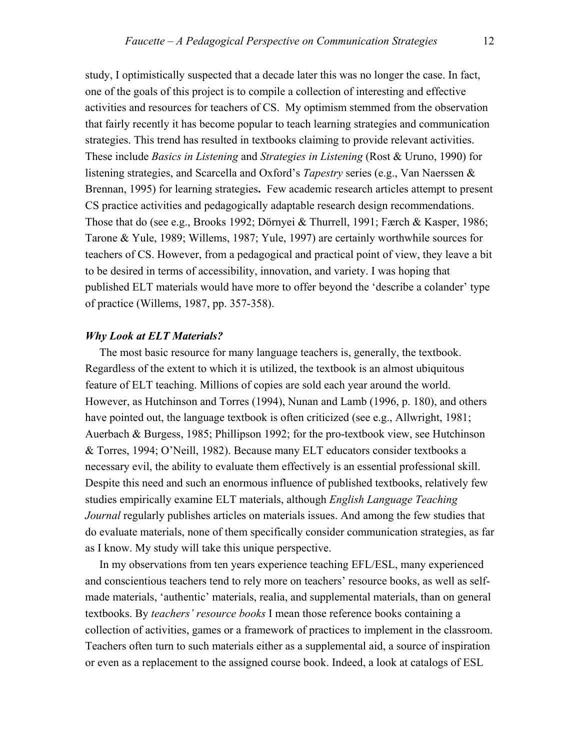study, I optimistically suspected that a decade later this was no longer the case. In fact, one of the goals of this project is to compile a collection of interesting and effective activities and resources for teachers of CS. My optimism stemmed from the observation that fairly recently it has become popular to teach learning strategies and communication strategies. This trend has resulted in textbooks claiming to provide relevant activities. These include *Basics in Listening* and *Strategies in Listening* (Rost & Uruno, 1990) for listening strategies, and Scarcella and Oxford's *Tapestry* series (e.g., Van Naerssen & Brennan, 1995) for learning strategies**.** Few academic research articles attempt to present CS practice activities and pedagogically adaptable research design recommendations. Those that do (see e.g., Brooks 1992; Dörnyei & Thurrell, 1991; Færch & Kasper, 1986; Tarone & Yule, 1989; Willems, 1987; Yule, 1997) are certainly worthwhile sources for teachers of CS. However, from a pedagogical and practical point of view, they leave a bit to be desired in terms of accessibility, innovation, and variety. I was hoping that published ELT materials would have more to offer beyond the 'describe a colander' type of practice (Willems, 1987, pp. 357-358).

### *Why Look at ELT Materials?*

The most basic resource for many language teachers is, generally, the textbook. Regardless of the extent to which it is utilized, the textbook is an almost ubiquitous feature of ELT teaching. Millions of copies are sold each year around the world. However, as Hutchinson and Torres (1994), Nunan and Lamb (1996, p. 180), and others have pointed out, the language textbook is often criticized (see e.g., Allwright, 1981; Auerbach & Burgess, 1985; Phillipson 1992; for the pro-textbook view, see Hutchinson & Torres, 1994; O'Neill, 1982). Because many ELT educators consider textbooks a necessary evil, the ability to evaluate them effectively is an essential professional skill. Despite this need and such an enormous influence of published textbooks, relatively few studies empirically examine ELT materials, although *English Language Teaching Journal* regularly publishes articles on materials issues. And among the few studies that do evaluate materials, none of them specifically consider communication strategies, as far as I know. My study will take this unique perspective.

In my observations from ten years experience teaching EFL/ESL, many experienced and conscientious teachers tend to rely more on teachers' resource books, as well as self-made materials, 'authentic' materials, realia, and supplemental materials, than on general textbooks. By *teachers' resource books* I mean those reference books containing a collection of activities, games or a framework of practices to implement in the classroom. Teachers often turn to such materials either as a supplemental aid, a source of inspiration or even as a replacement to the assigned course book. Indeed, a look at catalogs of ESL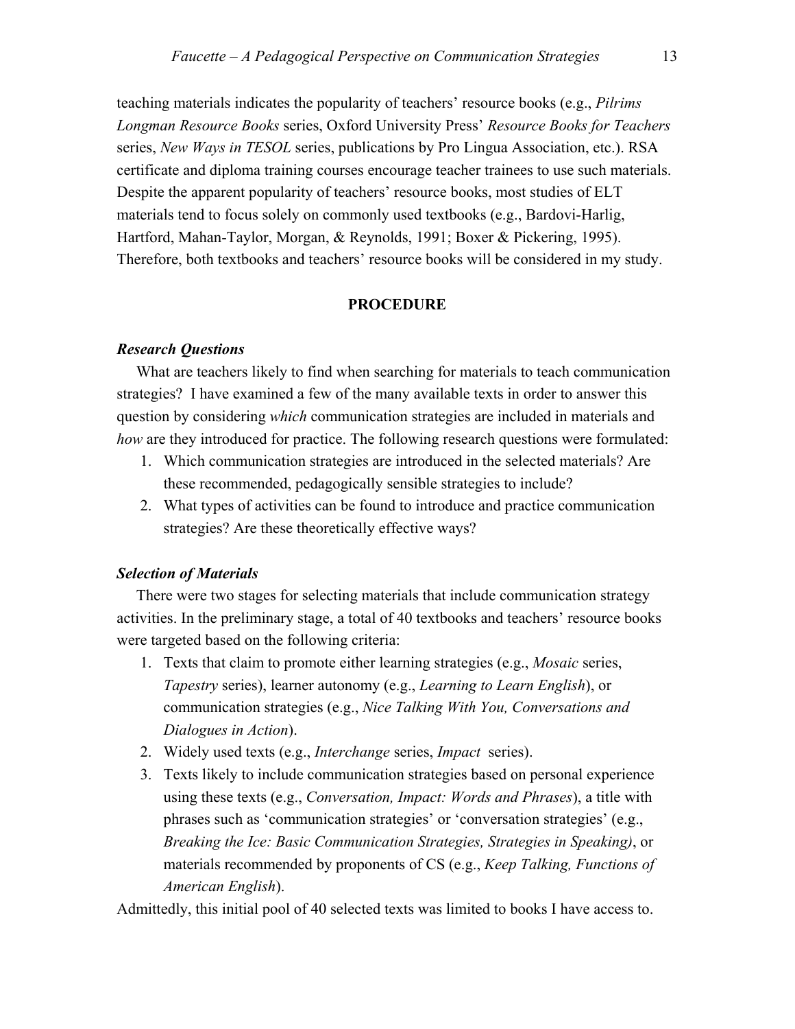teaching materials indicates the popularity of teachers' resource books (e.g., *Pilrims Longman Resource Books* series, Oxford University Press' *Resource Books for Teachers* series, *New Ways in TESOL* series, publications by Pro Lingua Association, etc.). RSA certificate and diploma training courses encourage teacher trainees to use such materials. Despite the apparent popularity of teachers' resource books, most studies of ELT materials tend to focus solely on commonly used textbooks (e.g., Bardovi-Harlig, Hartford, Mahan-Taylor, Morgan, & Reynolds, 1991; Boxer & Pickering, 1995). Therefore, both textbooks and teachers' resource books will be considered in my study.

## PROCEDURE

### *Research Questions*

What are teachers likely to find when searching for materials to teach communication strategies? I have examined a few of the many available texts in order to answer this question by considering *which* communication strategies are included in materials and *how* are they introduced for practice. The following research questions were formulated:

1. Which communication strategies are introduced in the selected materials? Are these recommended, pedagogically sensible strategies to include?
2. What types of activities can be found to introduce and practice communication strategies? Are these theoretically effective ways?

### *Selection of Materials*

There were two stages for selecting materials that include communication strategy activities. In the preliminary stage, a total of 40 textbooks and teachers' resource books were targeted based on the following criteria:

1. Texts that claim to promote either learning strategies (e.g., *Mosaic* series, *Tapestry* series), learner autonomy (e.g., *Learning to Learn English*), or communication strategies (e.g., *Nice Talking With You, Conversations and Dialogues in Action*).
2. Widely used texts (e.g., *Interchange* series, *Impact* series).
3. Texts likely to include communication strategies based on personal experience using these texts (e.g., *Conversation, Impact: Words and Phrases*), a title with phrases such as 'communication strategies' or 'conversation strategies' (e.g., *Breaking the Ice: Basic Communication Strategies, Strategies in Speaking)*, or materials recommended by proponents of CS (e.g., *Keep Talking, Functions of American English*).

Admittedly, this initial pool of 40 selected texts was limited to books I have access to.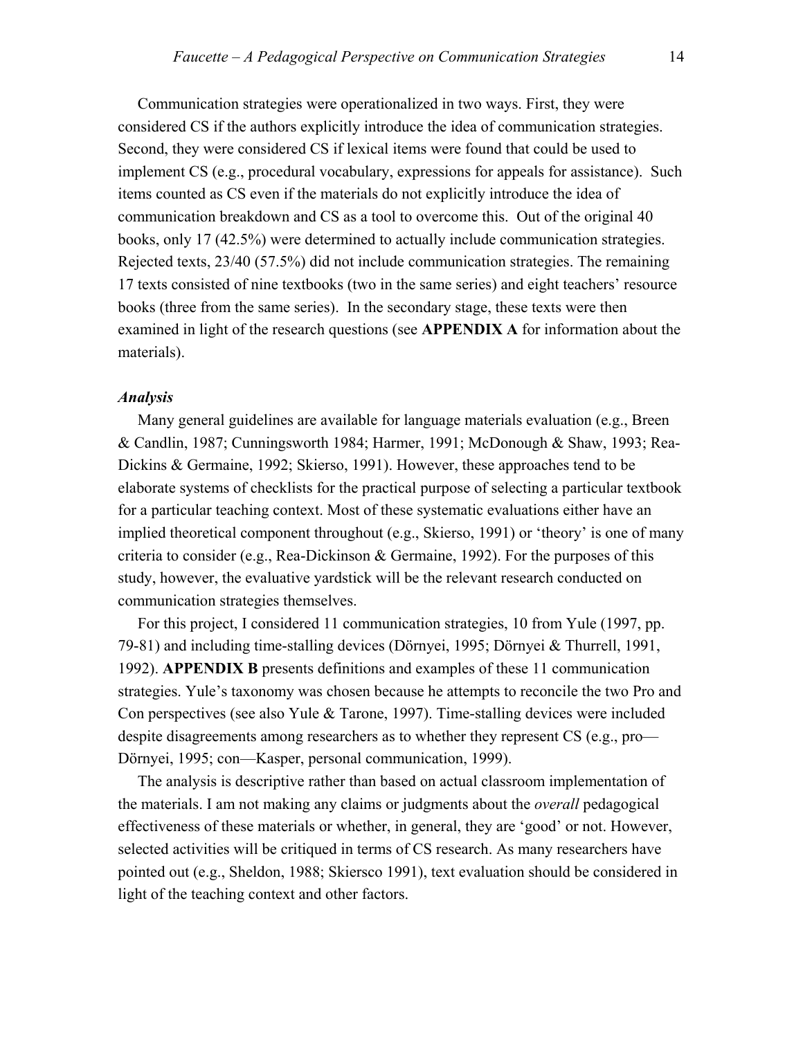Communication strategies were operationalized in two ways. First, they were considered CS if the authors explicitly introduce the idea of communication strategies. Second, they were considered CS if lexical items were found that could be used to implement CS (e.g., procedural vocabulary, expressions for appeals for assistance). Such items counted as CS even if the materials do not explicitly introduce the idea of communication breakdown and CS as a tool to overcome this. Out of the original 40 books, only 17 (42.5%) were determined to actually include communication strategies. Rejected texts, 23/40 (57.5%) did not include communication strategies. The remaining 17 texts consisted of nine textbooks (two in the same series) and eight teachers' resource books (three from the same series). In the secondary stage, these texts were then examined in light of the research questions (see **APPENDIX A** for information about the materials).

### *Analysis*

Many general guidelines are available for language materials evaluation (e.g., Breen & Candlin, 1987; Cunningsworth 1984; Harmer, 1991; McDonough & Shaw, 1993; Rea-Dickins & Germaine, 1992; Skierso, 1991). However, these approaches tend to be elaborate systems of checklists for the practical purpose of selecting a particular textbook for a particular teaching context. Most of these systematic evaluations either have an implied theoretical component throughout (e.g., Skierso, 1991) or 'theory' is one of many criteria to consider (e.g., Rea-Dickinson & Germaine, 1992). For the purposes of this study, however, the evaluative yardstick will be the relevant research conducted on communication strategies themselves.

For this project, I considered 11 communication strategies, 10 from Yule (1997, pp. 79-81) and including time-stalling devices (Dörnyei, 1995; Dörnyei & Thurrell, 1991, 1992). **APPENDIX B** presents definitions and examples of these 11 communication strategies. Yule's taxonomy was chosen because he attempts to reconcile the two Pro and Con perspectives (see also Yule & Tarone, 1997). Time-stalling devices were included despite disagreements among researchers as to whether they represent CS (e.g., pro—Dörnyei, 1995; con—Kasper, personal communication, 1999).

The analysis is descriptive rather than based on actual classroom implementation of the materials. I am not making any claims or judgments about the *overall* pedagogical effectiveness of these materials or whether, in general, they are 'good' or not. However, selected activities will be critiqued in terms of CS research. As many researchers have pointed out (e.g., Sheldon, 1988; Skiersco 1991), text evaluation should be considered in light of the teaching context and other factors.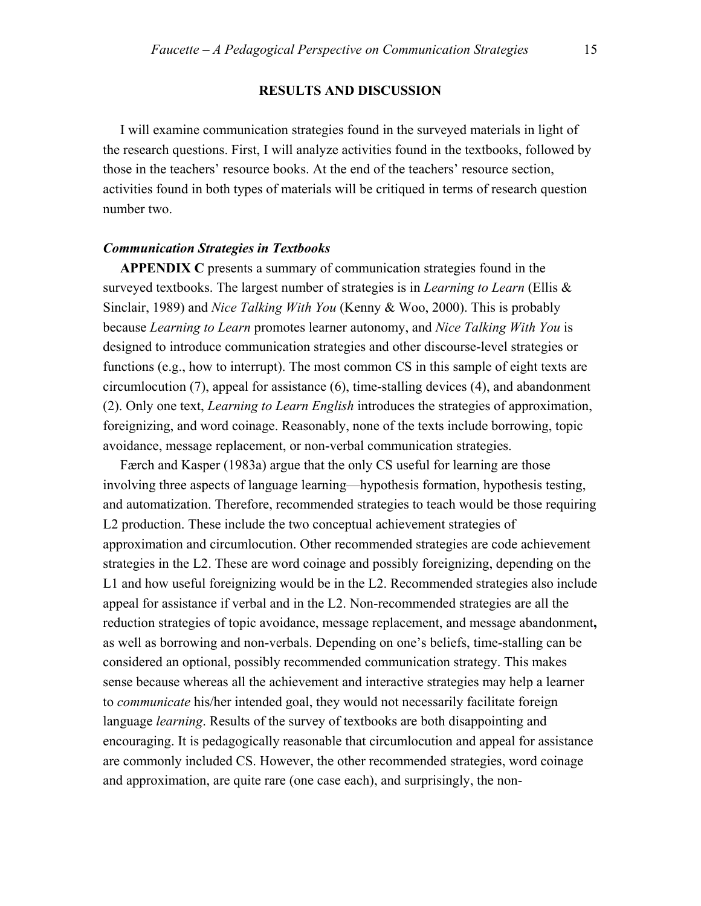## RESULTS AND DISCUSSION

I will examine communication strategies found in the surveyed materials in light of the research questions. First, I will analyze activities found in the textbooks, followed by those in the teachers' resource books. At the end of the teachers' resource section, activities found in both types of materials will be critiqued in terms of research question number two.

### *Communication Strategies in Textbooks*

**APPENDIX C** presents a summary of communication strategies found in the surveyed textbooks. The largest number of strategies is in *Learning to Learn* (Ellis & Sinclair, 1989) and *Nice Talking With You* (Kenny & Woo, 2000). This is probably because *Learning to Learn* promotes learner autonomy, and *Nice Talking With You* is designed to introduce communication strategies and other discourse-level strategies or functions (e.g., how to interrupt). The most common CS in this sample of eight texts are circumlocution (7), appeal for assistance (6), time-stalling devices (4), and abandonment (2). Only one text, *Learning to Learn English* introduces the strategies of approximation, foreignizing, and word coinage. Reasonably, none of the texts include borrowing, topic avoidance, message replacement, or non-verbal communication strategies.

Færch and Kasper (1983a) argue that the only CS useful for learning are those involving three aspects of language learning—hypothesis formation, hypothesis testing, and automatization. Therefore, recommended strategies to teach would be those requiring L2 production. These include the two conceptual achievement strategies of approximation and circumlocution. Other recommended strategies are code achievement strategies in the L2. These are word coinage and possibly foreignizing, depending on the L1 and how useful foreignizing would be in the L2. Recommended strategies also include appeal for assistance if verbal and in the L2. Non-recommended strategies are all the reduction strategies of topic avoidance, message replacement, and message abandonment**,** as well as borrowing and non-verbals. Depending on one's beliefs, time-stalling can be considered an optional, possibly recommended communication strategy. This makes sense because whereas all the achievement and interactive strategies may help a learner to *communicate* his/her intended goal, they would not necessarily facilitate foreign language *learning*. Results of the survey of textbooks are both disappointing and encouraging. It is pedagogically reasonable that circumlocution and appeal for assistance are commonly included CS. However, the other recommended strategies, word coinage and approximation, are quite rare (one case each), and surprisingly, the non-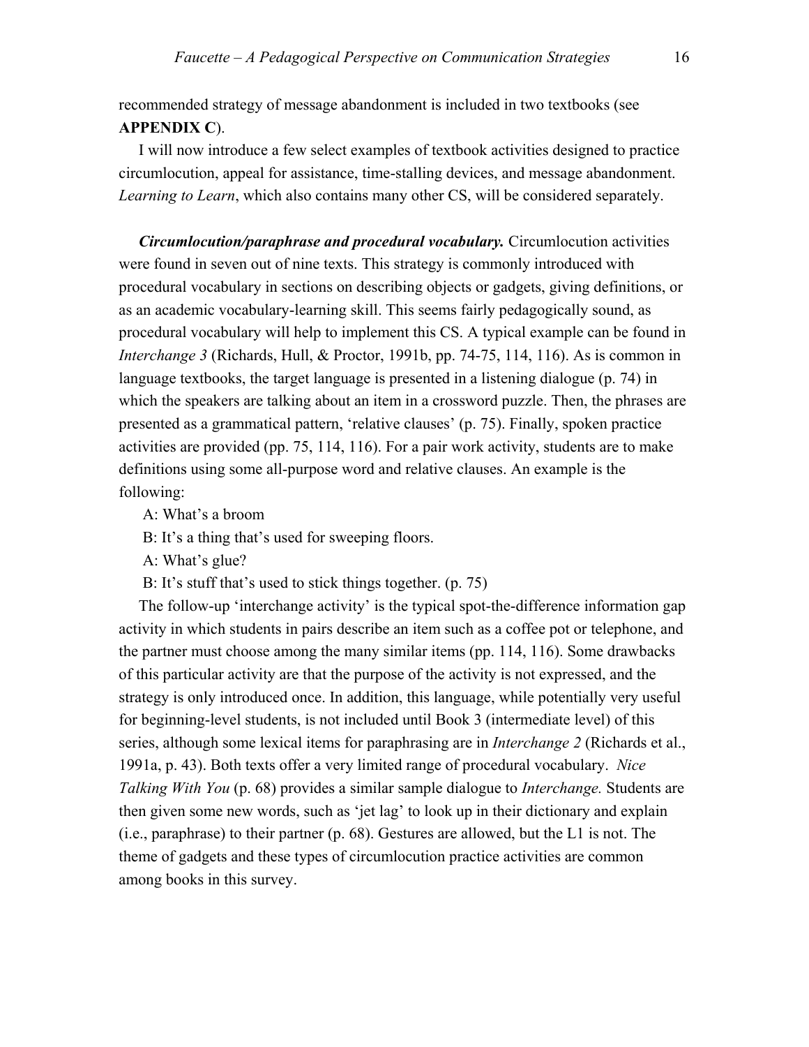recommended strategy of message abandonment is included in two textbooks (see **APPENDIX C**).

I will now introduce a few select examples of textbook activities designed to practice circumlocution, appeal for assistance, time-stalling devices, and message abandonment. *Learning to Learn*, which also contains many other CS, will be considered separately.

***Circumlocution/paraphrase and procedural vocabulary.*** Circumlocution activities were found in seven out of nine texts. This strategy is commonly introduced with procedural vocabulary in sections on describing objects or gadgets, giving definitions, or as an academic vocabulary-learning skill. This seems fairly pedagogically sound, as procedural vocabulary will help to implement this CS. A typical example can be found in *Interchange 3* (Richards, Hull, & Proctor, 1991b, pp. 74-75, 114, 116). As is common in language textbooks, the target language is presented in a listening dialogue (p. 74) in which the speakers are talking about an item in a crossword puzzle. Then, the phrases are presented as a grammatical pattern, 'relative clauses' (p. 75). Finally, spoken practice activities are provided (pp. 75, 114, 116). For a pair work activity, students are to make definitions using some all-purpose word and relative clauses. An example is the following:

A: What's a broom

B: It's a thing that's used for sweeping floors.

A: What's glue?

B: It's stuff that's used to stick things together. (p. 75)

The follow-up 'interchange activity' is the typical spot-the-difference information gap activity in which students in pairs describe an item such as a coffee pot or telephone, and the partner must choose among the many similar items (pp. 114, 116). Some drawbacks of this particular activity are that the purpose of the activity is not expressed, and the strategy is only introduced once. In addition, this language, while potentially very useful for beginning-level students, is not included until Book 3 (intermediate level) of this series, although some lexical items for paraphrasing are in *Interchange 2* (Richards et al., 1991a, p. 43). Both texts offer a very limited range of procedural vocabulary. *Nice Talking With You* (p. 68) provides a similar sample dialogue to *Interchange.* Students are then given some new words, such as 'jet lag' to look up in their dictionary and explain (i.e., paraphrase) to their partner (p. 68). Gestures are allowed, but the L1 is not. The theme of gadgets and these types of circumlocution practice activities are common among books in this survey.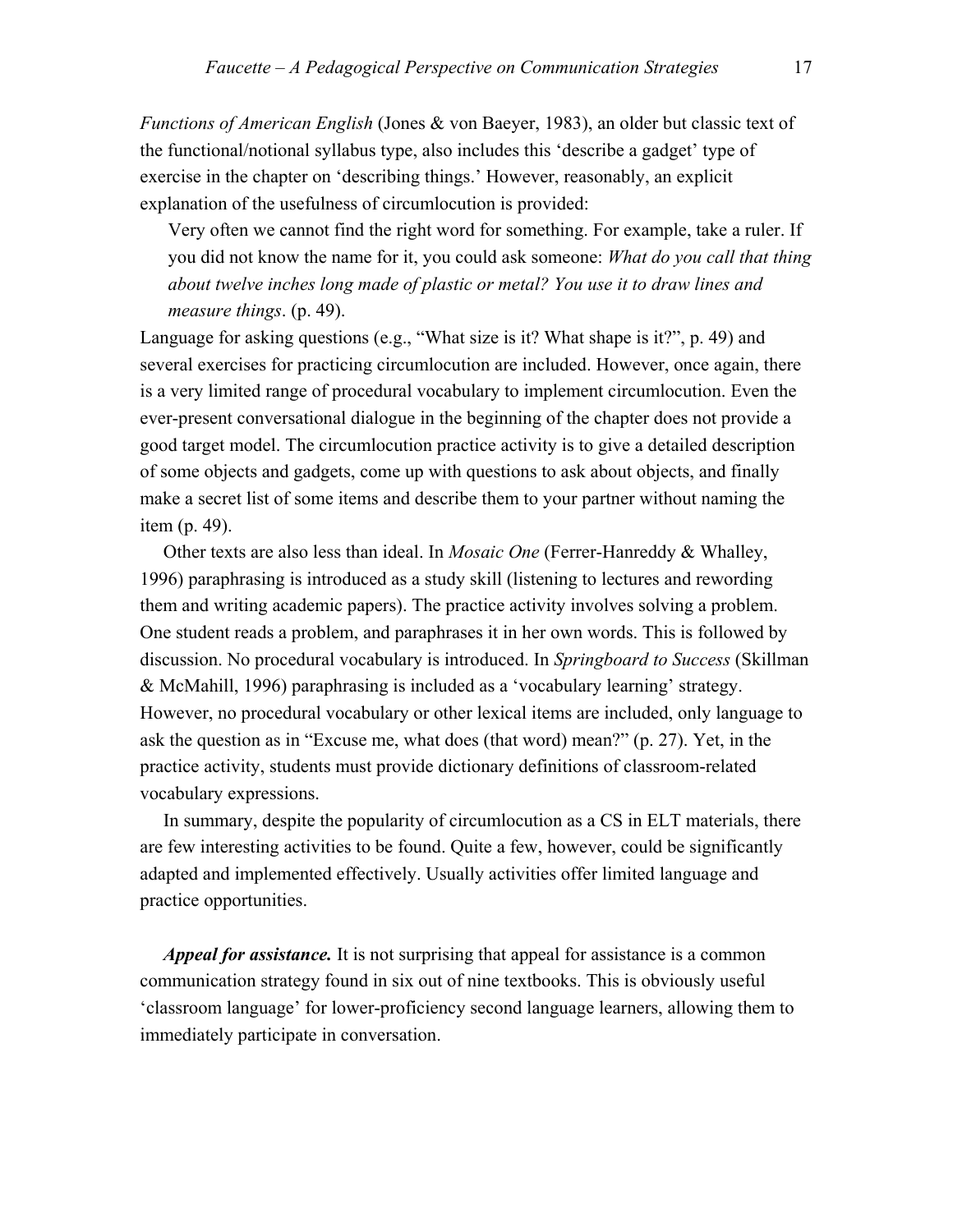*Functions of American English* (Jones & von Baeyer, 1983), an older but classic text of the functional/notional syllabus type, also includes this 'describe a gadget' type of exercise in the chapter on 'describing things.' However, reasonably, an explicit explanation of the usefulness of circumlocution is provided:

> Very often we cannot find the right word for something. For example, take a ruler. If you did not know the name for it, you could ask someone: *What do you call that thing about twelve inches long made of plastic or metal? You use it to draw lines and measure things*. (p. 49).

Language for asking questions (e.g., "What size is it? What shape is it?", p. 49) and several exercises for practicing circumlocution are included. However, once again, there is a very limited range of procedural vocabulary to implement circumlocution. Even the ever-present conversational dialogue in the beginning of the chapter does not provide a good target model. The circumlocution practice activity is to give a detailed description of some objects and gadgets, come up with questions to ask about objects, and finally make a secret list of some items and describe them to your partner without naming the item (p. 49).

Other texts are also less than ideal. In *Mosaic One* (Ferrer-Hanreddy & Whalley, 1996) paraphrasing is introduced as a study skill (listening to lectures and rewording them and writing academic papers). The practice activity involves solving a problem. One student reads a problem, and paraphrases it in her own words. This is followed by discussion. No procedural vocabulary is introduced. In *Springboard to Success* (Skillman & McMahill, 1996) paraphrasing is included as a 'vocabulary learning' strategy. However, no procedural vocabulary or other lexical items are included, only language to ask the question as in "Excuse me, what does (that word) mean?" (p. 27). Yet, in the practice activity, students must provide dictionary definitions of classroom-related vocabulary expressions.

In summary, despite the popularity of circumlocution as a CS in ELT materials, there are few interesting activities to be found. Quite a few, however, could be significantly adapted and implemented effectively. Usually activities offer limited language and practice opportunities.

***Appeal for assistance.*** It is not surprising that appeal for assistance is a common communication strategy found in six out of nine textbooks. This is obviously useful 'classroom language' for lower-proficiency second language learners, allowing them to immediately participate in conversation.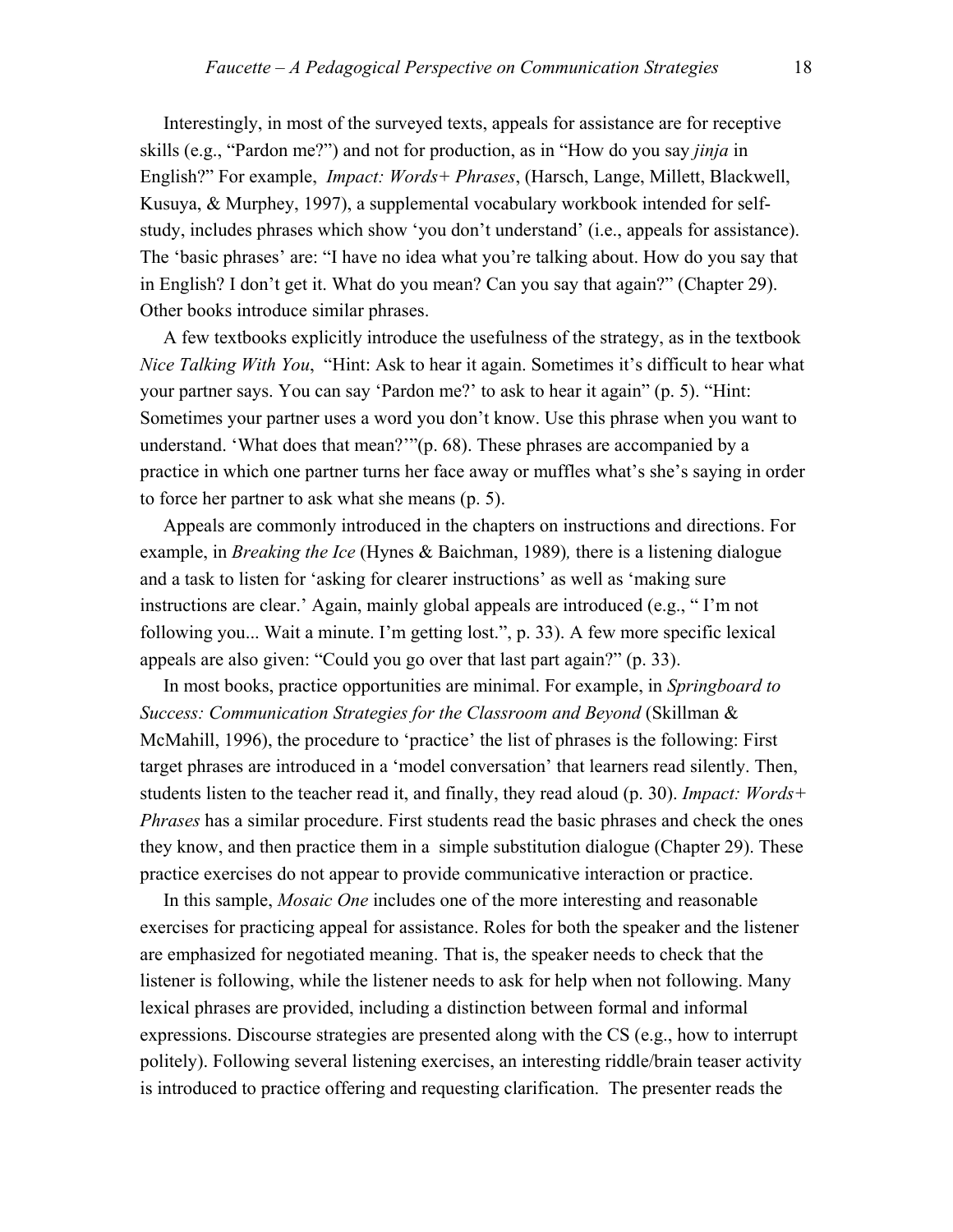Interestingly, in most of the surveyed texts, appeals for assistance are for receptive skills (e.g., "Pardon me?") and not for production, as in "How do you say *jinja* in English?" For example, *Impact: Words+ Phrases*, (Harsch, Lange, Millett, Blackwell, Kusuya, & Murphey, 1997), a supplemental vocabulary workbook intended for self-study, includes phrases which show 'you don't understand' (i.e., appeals for assistance). The 'basic phrases' are: "I have no idea what you're talking about. How do you say that in English? I don't get it. What do you mean? Can you say that again?" (Chapter 29). Other books introduce similar phrases.

A few textbooks explicitly introduce the usefulness of the strategy, as in the textbook *Nice Talking With You*, "Hint: Ask to hear it again. Sometimes it's difficult to hear what your partner says. You can say 'Pardon me?' to ask to hear it again" (p. 5). "Hint: Sometimes your partner uses a word you don't know. Use this phrase when you want to understand. 'What does that mean?'"(p. 68). These phrases are accompanied by a practice in which one partner turns her face away or muffles what's she's saying in order to force her partner to ask what she means (p. 5).

Appeals are commonly introduced in the chapters on instructions and directions. For example, in *Breaking the Ice* (Hynes & Baichman, 1989), there is a listening dialogue and a task to listen for 'asking for clearer instructions' as well as 'making sure instructions are clear.' Again, mainly global appeals are introduced (e.g., " I'm not following you... Wait a minute. I'm getting lost.", p. 33). A few more specific lexical appeals are also given: "Could you go over that last part again?" (p. 33).

In most books, practice opportunities are minimal. For example, in *Springboard to Success: Communication Strategies for the Classroom and Beyond* (Skillman & McMahill, 1996), the procedure to 'practice' the list of phrases is the following: First target phrases are introduced in a 'model conversation' that learners read silently. Then, students listen to the teacher read it, and finally, they read aloud (p. 30). *Impact: Words+ Phrases* has a similar procedure. First students read the basic phrases and check the ones they know, and then practice them in a simple substitution dialogue (Chapter 29). These practice exercises do not appear to provide communicative interaction or practice.

In this sample, *Mosaic One* includes one of the more interesting and reasonable exercises for practicing appeal for assistance. Roles for both the speaker and the listener are emphasized for negotiated meaning. That is, the speaker needs to check that the listener is following, while the listener needs to ask for help when not following. Many lexical phrases are provided, including a distinction between formal and informal expressions. Discourse strategies are presented along with the CS (e.g., how to interrupt politely). Following several listening exercises, an interesting riddle/brain teaser activity is introduced to practice offering and requesting clarification. The presenter reads the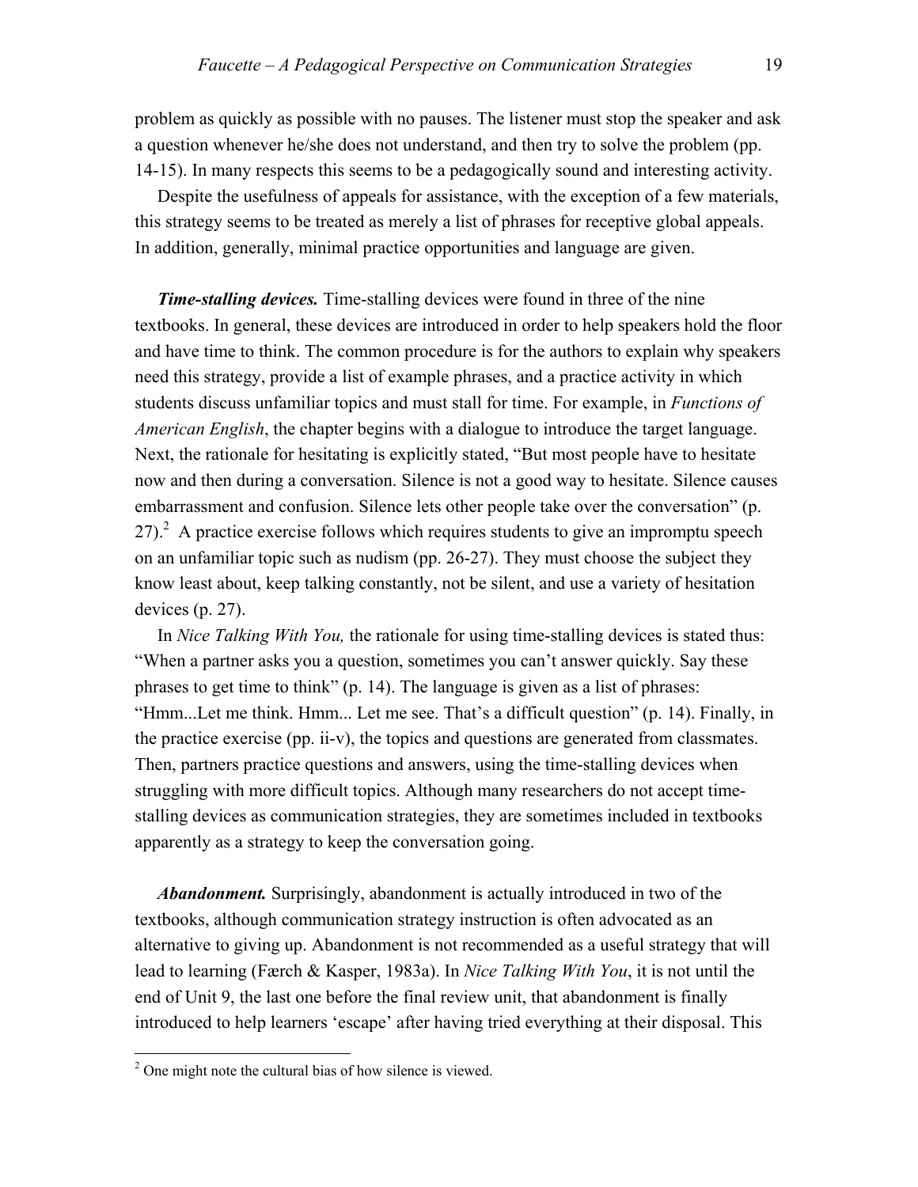problem as quickly as possible with no pauses. The listener must stop the speaker and ask a question whenever he/she does not understand, and then try to solve the problem (pp. 14-15). In many respects this seems to be a pedagogically sound and interesting activity.

Despite the usefulness of appeals for assistance, with the exception of a few materials, this strategy seems to be treated as merely a list of phrases for receptive global appeals. In addition, generally, minimal practice opportunities and language are given.

***Time-stalling devices.*** Time-stalling devices were found in three of the nine textbooks. In general, these devices are introduced in order to help speakers hold the floor and have time to think. The common procedure is for the authors to explain why speakers need this strategy, provide a list of example phrases, and a practice activity in which students discuss unfamiliar topics and must stall for time. For example, in *Functions of American English*, the chapter begins with a dialogue to introduce the target language. Next, the rationale for hesitating is explicitly stated, "But most people have to hesitate now and then during a conversation. Silence is not a good way to hesitate. Silence causes embarrassment and confusion. Silence lets other people take over the conversation" (p. 27).[2] A practice exercise follows which requires students to give an impromptu speech on an unfamiliar topic such as nudism (pp. 26-27). They must choose the subject they know least about, keep talking constantly, not be silent, and use a variety of hesitation devices (p. 27).

In *Nice Talking With You,* the rationale for using time-stalling devices is stated thus: "When a partner asks you a question, sometimes you can't answer quickly. Say these phrases to get time to think" (p. 14). The language is given as a list of phrases: "Hmm...Let me think. Hmm... Let me see. That's a difficult question" (p. 14). Finally, in the practice exercise (pp. ii-v), the topics and questions are generated from classmates. Then, partners practice questions and answers, using the time-stalling devices when struggling with more difficult topics. Although many researchers do not accept time-stalling devices as communication strategies, they are sometimes included in textbooks apparently as a strategy to keep the conversation going.

***Abandonment.*** Surprisingly, abandonment is actually introduced in two of the textbooks, although communication strategy instruction is often advocated as an alternative to giving up. Abandonment is not recommended as a useful strategy that will lead to learning (Færch & Kasper, 1983a). In *Nice Talking With You*, it is not until the end of Unit 9, the last one before the final review unit, that abandonment is finally introduced to help learners 'escape' after having tried everything at their disposal. This

---

[2] One might note the cultural bias of how silence is viewed.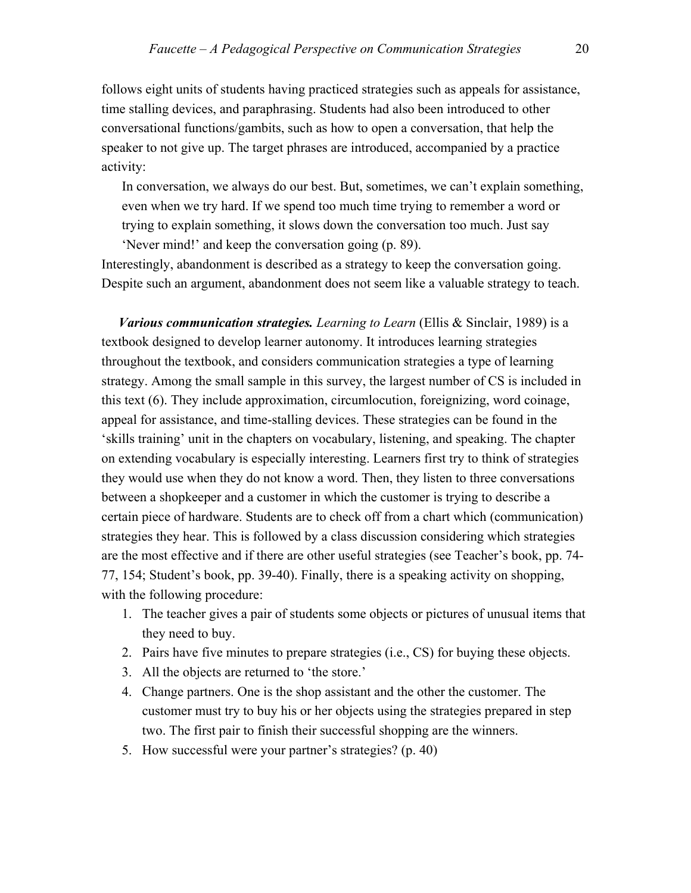follows eight units of students having practiced strategies such as appeals for assistance, time stalling devices, and paraphrasing. Students had also been introduced to other conversational functions/gambits, such as how to open a conversation, that help the speaker to not give up. The target phrases are introduced, accompanied by a practice activity:

> In conversation, we always do our best. But, sometimes, we can't explain something, even when we try hard. If we spend too much time trying to remember a word or trying to explain something, it slows down the conversation too much. Just say 'Never mind!' and keep the conversation going (p. 89).

Interestingly, abandonment is described as a strategy to keep the conversation going. Despite such an argument, abandonment does not seem like a valuable strategy to teach.

***Various communication strategies.*** *Learning to Learn* (Ellis & Sinclair, 1989) is a textbook designed to develop learner autonomy. It introduces learning strategies throughout the textbook, and considers communication strategies a type of learning strategy. Among the small sample in this survey, the largest number of CS is included in this text (6). They include approximation, circumlocution, foreignizing, word coinage, appeal for assistance, and time-stalling devices. These strategies can be found in the 'skills training' unit in the chapters on vocabulary, listening, and speaking. The chapter on extending vocabulary is especially interesting. Learners first try to think of strategies they would use when they do not know a word. Then, they listen to three conversations between a shopkeeper and a customer in which the customer is trying to describe a certain piece of hardware. Students are to check off from a chart which (communication) strategies they hear. This is followed by a class discussion considering which strategies are the most effective and if there are other useful strategies (see Teacher's book, pp. 74-77, 154; Student's book, pp. 39-40). Finally, there is a speaking activity on shopping, with the following procedure:

1. The teacher gives a pair of students some objects or pictures of unusual items that they need to buy.
2. Pairs have five minutes to prepare strategies (i.e., CS) for buying these objects.
3. All the objects are returned to 'the store.'
4. Change partners. One is the shop assistant and the other the customer. The customer must try to buy his or her objects using the strategies prepared in step two. The first pair to finish their successful shopping are the winners.
5. How successful were your partner's strategies? (p. 40)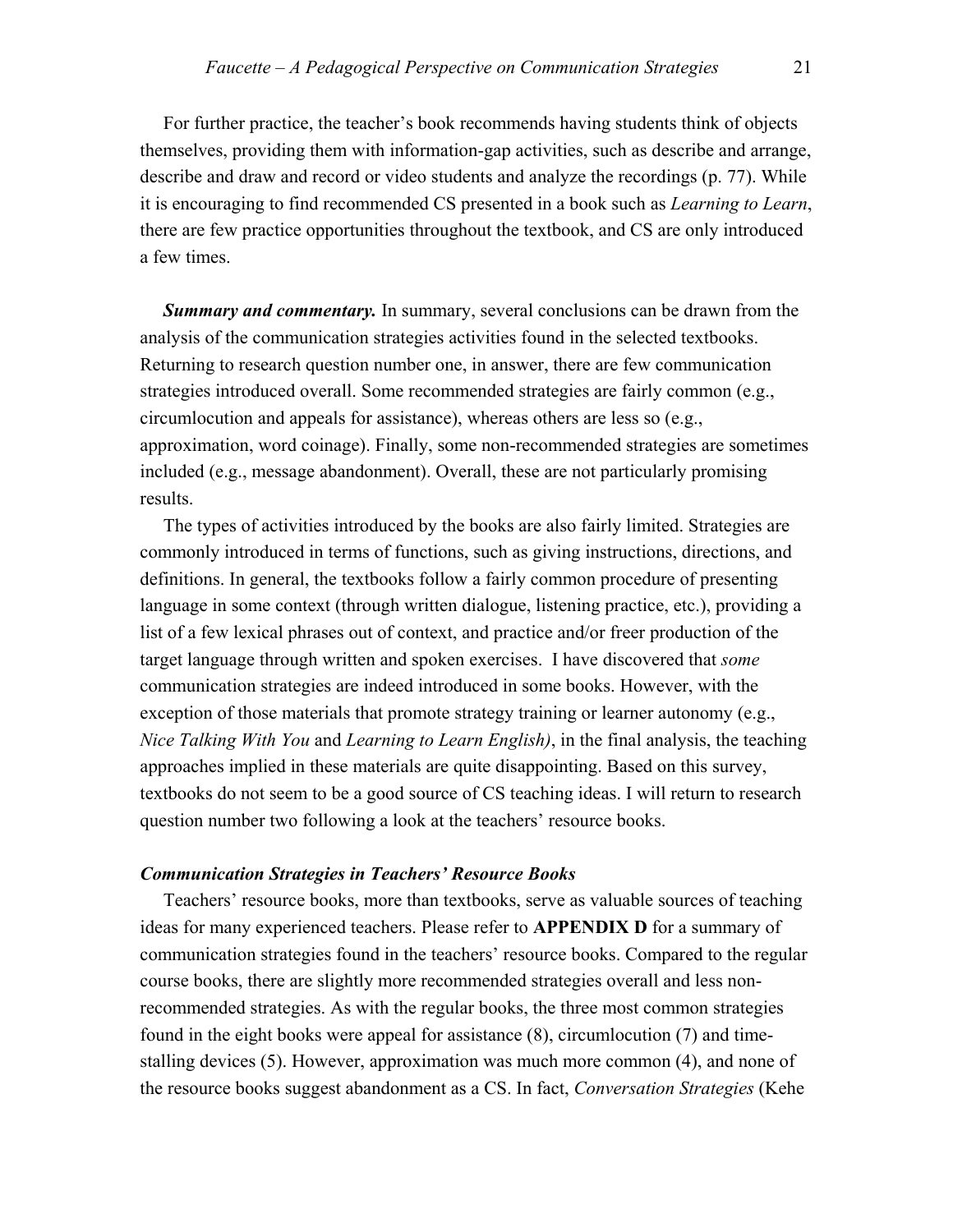For further practice, the teacher's book recommends having students think of objects themselves, providing them with information-gap activities, such as describe and arrange, describe and draw and record or video students and analyze the recordings (p. 77). While it is encouraging to find recommended CS presented in a book such as *Learning to Learn*, there are few practice opportunities throughout the textbook, and CS are only introduced a few times.

***Summary and commentary.*** In summary, several conclusions can be drawn from the analysis of the communication strategies activities found in the selected textbooks. Returning to research question number one, in answer, there are few communication strategies introduced overall. Some recommended strategies are fairly common (e.g., circumlocution and appeals for assistance), whereas others are less so (e.g., approximation, word coinage). Finally, some non-recommended strategies are sometimes included (e.g., message abandonment). Overall, these are not particularly promising results.

The types of activities introduced by the books are also fairly limited. Strategies are commonly introduced in terms of functions, such as giving instructions, directions, and definitions. In general, the textbooks follow a fairly common procedure of presenting language in some context (through written dialogue, listening practice, etc.), providing a list of a few lexical phrases out of context, and practice and/or freer production of the target language through written and spoken exercises. I have discovered that *some* communication strategies are indeed introduced in some books. However, with the exception of those materials that promote strategy training or learner autonomy (e.g., *Nice Talking With You* and *Learning to Learn English)*, in the final analysis, the teaching approaches implied in these materials are quite disappointing. Based on this survey, textbooks do not seem to be a good source of CS teaching ideas. I will return to research question number two following a look at the teachers' resource books.

### *Communication Strategies in Teachers' Resource Books*

Teachers' resource books, more than textbooks, serve as valuable sources of teaching ideas for many experienced teachers. Please refer to **APPENDIX D** for a summary of communication strategies found in the teachers' resource books. Compared to the regular course books, there are slightly more recommended strategies overall and less non-recommended strategies. As with the regular books, the three most common strategies found in the eight books were appeal for assistance (8), circumlocution (7) and time-stalling devices (5). However, approximation was much more common (4), and none of the resource books suggest abandonment as a CS. In fact, *Conversation Strategies* (Kehe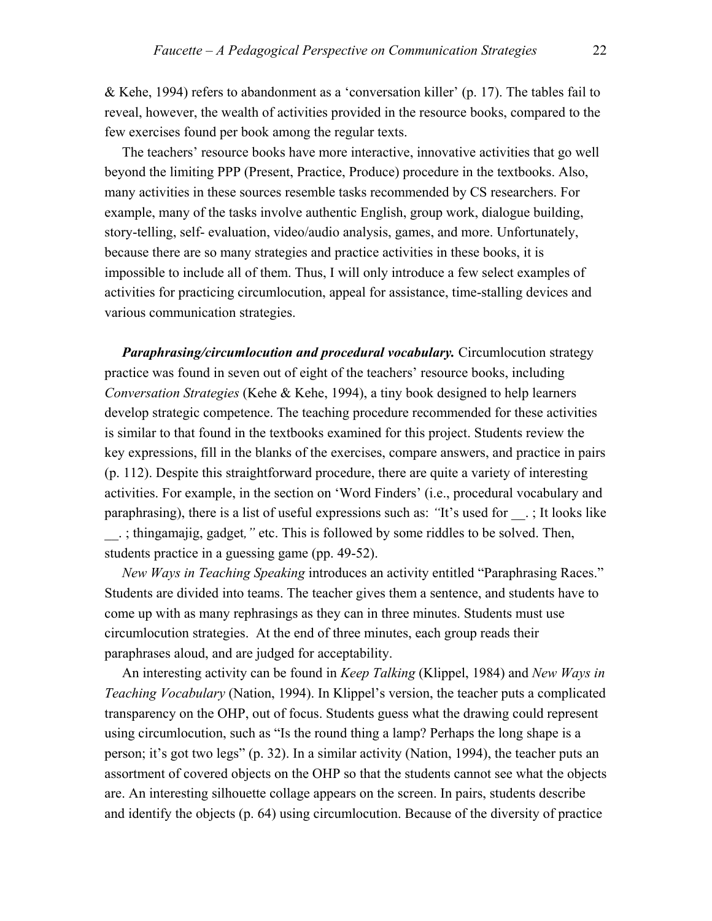& Kehe, 1994) refers to abandonment as a 'conversation killer' (p. 17). The tables fail to reveal, however, the wealth of activities provided in the resource books, compared to the few exercises found per book among the regular texts.

The teachers' resource books have more interactive, innovative activities that go well beyond the limiting PPP (Present, Practice, Produce) procedure in the textbooks. Also, many activities in these sources resemble tasks recommended by CS researchers. For example, many of the tasks involve authentic English, group work, dialogue building, story-telling, self- evaluation, video/audio analysis, games, and more. Unfortunately, because there are so many strategies and practice activities in these books, it is impossible to include all of them. Thus, I will only introduce a few select examples of activities for practicing circumlocution, appeal for assistance, time-stalling devices and various communication strategies.

***Paraphrasing/circumlocution and procedural vocabulary.*** Circumlocution strategy practice was found in seven out of eight of the teachers' resource books, including *Conversation Strategies* (Kehe & Kehe, 1994), a tiny book designed to help learners develop strategic competence. The teaching procedure recommended for these activities is similar to that found in the textbooks examined for this project. Students review the key expressions, fill in the blanks of the exercises, compare answers, and practice in pairs (p. 112). Despite this straightforward procedure, there are quite a variety of interesting activities. For example, in the section on 'Word Finders' (i.e., procedural vocabulary and paraphrasing), there is a list of useful expressions such as: *"*It's used for __. ; It looks like __. ; thingamajig, gadget*,"* etc. This is followed by some riddles to be solved. Then, students practice in a guessing game (pp. 49-52).

*New Ways in Teaching Speaking* introduces an activity entitled "Paraphrasing Races." Students are divided into teams. The teacher gives them a sentence, and students have to come up with as many rephrasings as they can in three minutes. Students must use circumlocution strategies. At the end of three minutes, each group reads their paraphrases aloud, and are judged for acceptability.

An interesting activity can be found in *Keep Talking* (Klippel, 1984) and *New Ways in Teaching Vocabulary* (Nation, 1994). In Klippel's version, the teacher puts a complicated transparency on the OHP, out of focus. Students guess what the drawing could represent using circumlocution, such as "Is the round thing a lamp? Perhaps the long shape is a person; it's got two legs" (p. 32). In a similar activity (Nation, 1994), the teacher puts an assortment of covered objects on the OHP so that the students cannot see what the objects are. An interesting silhouette collage appears on the screen. In pairs, students describe and identify the objects (p. 64) using circumlocution. Because of the diversity of practice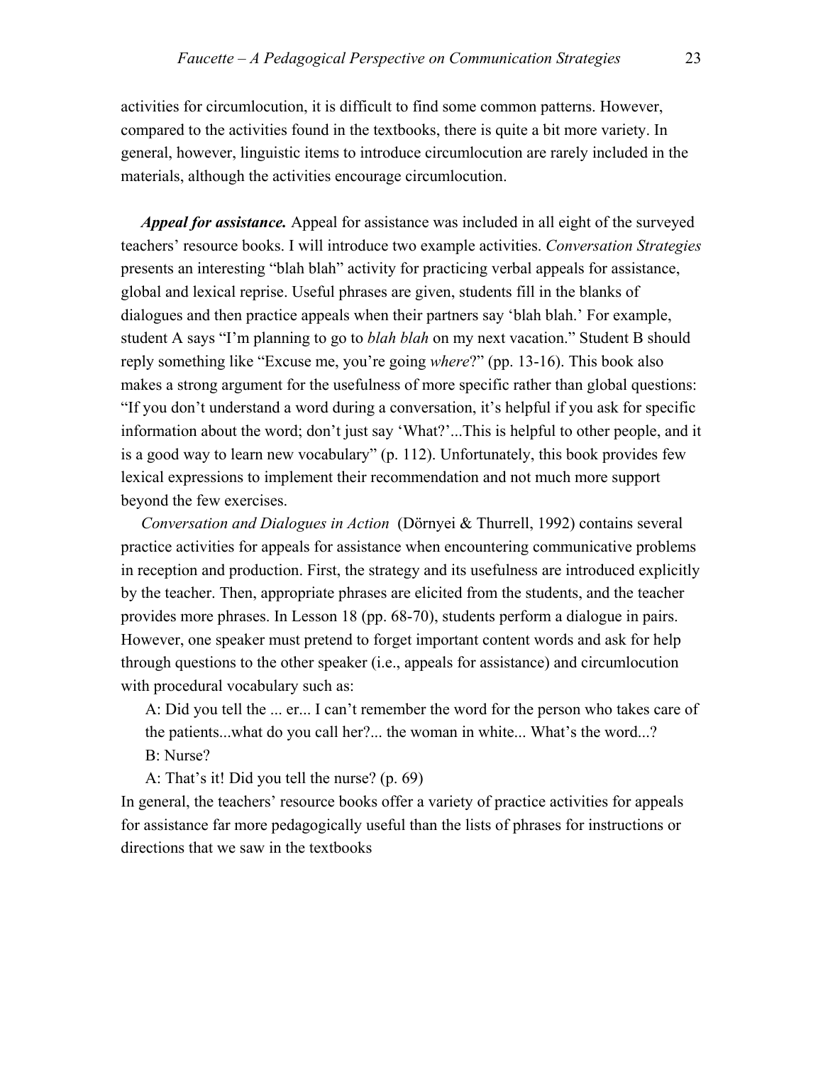activities for circumlocution, it is difficult to find some common patterns. However, compared to the activities found in the textbooks, there is quite a bit more variety. In general, however, linguistic items to introduce circumlocution are rarely included in the materials, although the activities encourage circumlocution.

***Appeal for assistance.*** Appeal for assistance was included in all eight of the surveyed teachers' resource books. I will introduce two example activities. *Conversation Strategies* presents an interesting "blah blah" activity for practicing verbal appeals for assistance, global and lexical reprise. Useful phrases are given, students fill in the blanks of dialogues and then practice appeals when their partners say 'blah blah.' For example, student A says "I'm planning to go to *blah blah* on my next vacation." Student B should reply something like "Excuse me, you're going *where*?" (pp. 13-16). This book also makes a strong argument for the usefulness of more specific rather than global questions: "If you don't understand a word during a conversation, it's helpful if you ask for specific information about the word; don't just say 'What?'...This is helpful to other people, and it is a good way to learn new vocabulary" (p. 112). Unfortunately, this book provides few lexical expressions to implement their recommendation and not much more support beyond the few exercises.

*Conversation and Dialogues in Action* (Dörnyei & Thurrell, 1992) contains several practice activities for appeals for assistance when encountering communicative problems in reception and production. First, the strategy and its usefulness are introduced explicitly by the teacher. Then, appropriate phrases are elicited from the students, and the teacher provides more phrases. In Lesson 18 (pp. 68-70), students perform a dialogue in pairs. However, one speaker must pretend to forget important content words and ask for help through questions to the other speaker (i.e., appeals for assistance) and circumlocution with procedural vocabulary such as:

A: Did you tell the ... er... I can't remember the word for the person who takes care of the patients...what do you call her?... the woman in white... What's the word...?

B: Nurse?

A: That's it! Did you tell the nurse? (p. 69)

In general, the teachers' resource books offer a variety of practice activities for appeals for assistance far more pedagogically useful than the lists of phrases for instructions or directions that we saw in the textbooks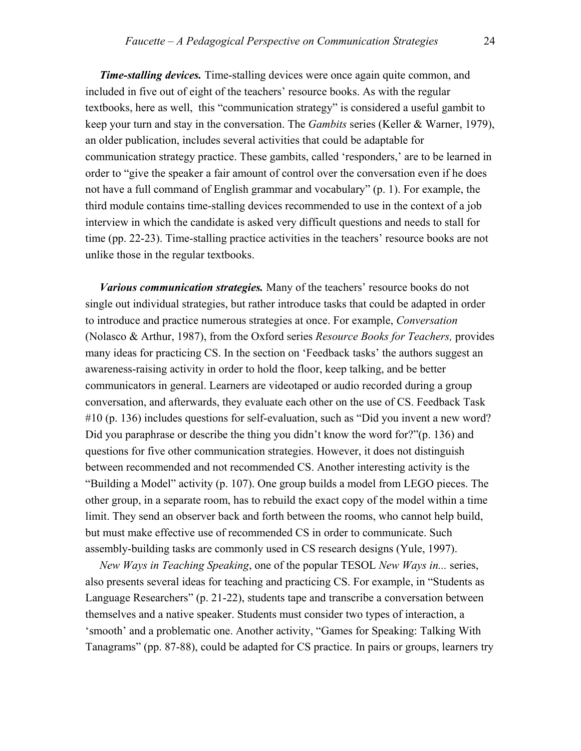***Time-stalling devices.*** Time-stalling devices were once again quite common, and included in five out of eight of the teachers' resource books. As with the regular textbooks, here as well, this "communication strategy" is considered a useful gambit to keep your turn and stay in the conversation. The *Gambits* series (Keller & Warner, 1979), an older publication, includes several activities that could be adaptable for communication strategy practice. These gambits, called 'responders,' are to be learned in order to "give the speaker a fair amount of control over the conversation even if he does not have a full command of English grammar and vocabulary" (p. 1). For example, the third module contains time-stalling devices recommended to use in the context of a job interview in which the candidate is asked very difficult questions and needs to stall for time (pp. 22-23). Time-stalling practice activities in the teachers' resource books are not unlike those in the regular textbooks.

***Various communication strategies.*** Many of the teachers' resource books do not single out individual strategies, but rather introduce tasks that could be adapted in order to introduce and practice numerous strategies at once. For example, *Conversation* (Nolasco & Arthur, 1987), from the Oxford series *Resource Books for Teachers,* provides many ideas for practicing CS. In the section on 'Feedback tasks' the authors suggest an awareness-raising activity in order to hold the floor, keep talking, and be better communicators in general. Learners are videotaped or audio recorded during a group conversation, and afterwards, they evaluate each other on the use of CS. Feedback Task #10 (p. 136) includes questions for self-evaluation, such as "Did you invent a new word? Did you paraphrase or describe the thing you didn't know the word for?"(p. 136) and questions for five other communication strategies. However, it does not distinguish between recommended and not recommended CS. Another interesting activity is the "Building a Model" activity (p. 107). One group builds a model from LEGO pieces. The other group, in a separate room, has to rebuild the exact copy of the model within a time limit. They send an observer back and forth between the rooms, who cannot help build, but must make effective use of recommended CS in order to communicate. Such assembly-building tasks are commonly used in CS research designs (Yule, 1997).

*New Ways in Teaching Speaking*, one of the popular TESOL *New Ways in...* series, also presents several ideas for teaching and practicing CS. For example, in "Students as Language Researchers" (p. 21-22), students tape and transcribe a conversation between themselves and a native speaker. Students must consider two types of interaction, a 'smooth' and a problematic one. Another activity, "Games for Speaking: Talking With Tanagrams" (pp. 87-88), could be adapted for CS practice. In pairs or groups, learners try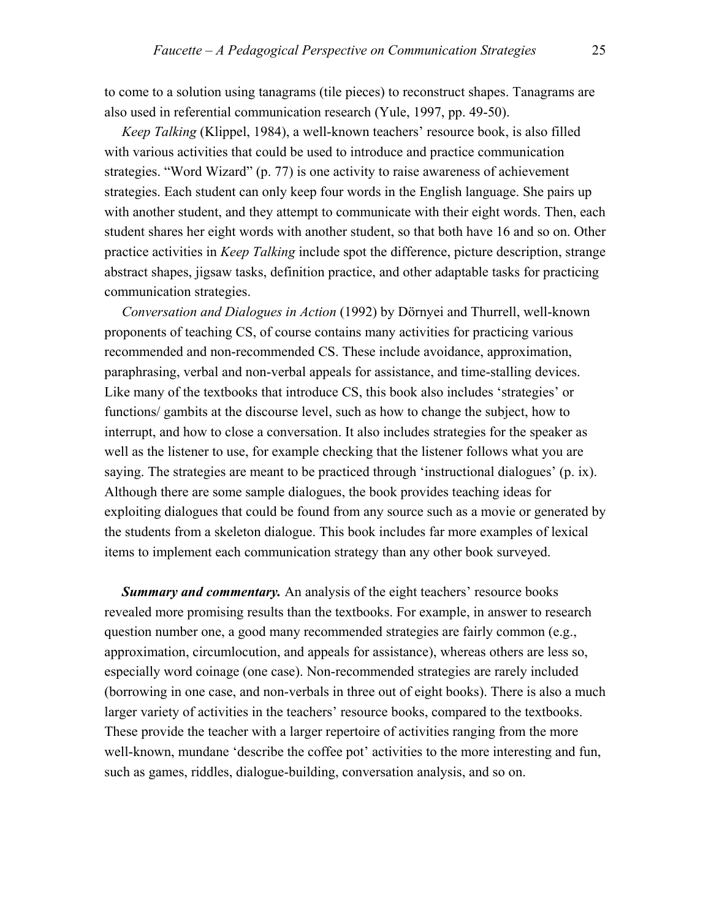to come to a solution using tanagrams (tile pieces) to reconstruct shapes. Tanagrams are also used in referential communication research (Yule, 1997, pp. 49-50).

*Keep Talking* (Klippel, 1984), a well-known teachers' resource book, is also filled with various activities that could be used to introduce and practice communication strategies. "Word Wizard" (p. 77) is one activity to raise awareness of achievement strategies. Each student can only keep four words in the English language. She pairs up with another student, and they attempt to communicate with their eight words. Then, each student shares her eight words with another student, so that both have 16 and so on. Other practice activities in *Keep Talking* include spot the difference, picture description, strange abstract shapes, jigsaw tasks, definition practice, and other adaptable tasks for practicing communication strategies.

*Conversation and Dialogues in Action* (1992) by Dörnyei and Thurrell, well-known proponents of teaching CS, of course contains many activities for practicing various recommended and non-recommended CS. These include avoidance, approximation, paraphrasing, verbal and non-verbal appeals for assistance, and time-stalling devices. Like many of the textbooks that introduce CS, this book also includes 'strategies' or functions/ gambits at the discourse level, such as how to change the subject, how to interrupt, and how to close a conversation. It also includes strategies for the speaker as well as the listener to use, for example checking that the listener follows what you are saying. The strategies are meant to be practiced through 'instructional dialogues' (p. ix). Although there are some sample dialogues, the book provides teaching ideas for exploiting dialogues that could be found from any source such as a movie or generated by the students from a skeleton dialogue. This book includes far more examples of lexical items to implement each communication strategy than any other book surveyed.

***Summary and commentary.*** An analysis of the eight teachers' resource books revealed more promising results than the textbooks. For example, in answer to research question number one, a good many recommended strategies are fairly common (e.g., approximation, circumlocution, and appeals for assistance), whereas others are less so, especially word coinage (one case). Non-recommended strategies are rarely included (borrowing in one case, and non-verbals in three out of eight books). There is also a much larger variety of activities in the teachers' resource books, compared to the textbooks. These provide the teacher with a larger repertoire of activities ranging from the more well-known, mundane 'describe the coffee pot' activities to the more interesting and fun, such as games, riddles, dialogue-building, conversation analysis, and so on.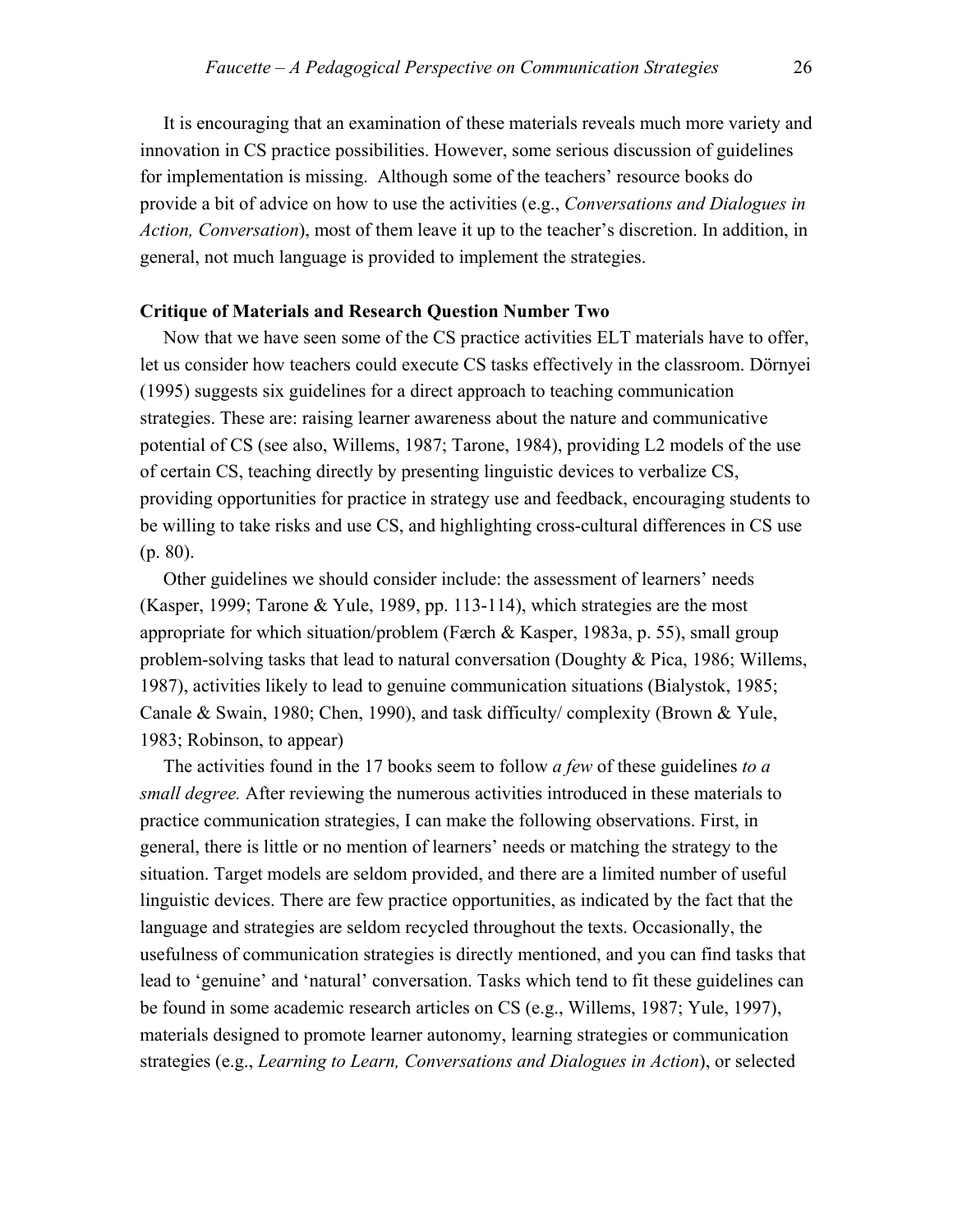It is encouraging that an examination of these materials reveals much more variety and innovation in CS practice possibilities. However, some serious discussion of guidelines for implementation is missing. Although some of the teachers' resource books do provide a bit of advice on how to use the activities (e.g., *Conversations and Dialogues in Action, Conversation*), most of them leave it up to the teacher's discretion. In addition, in general, not much language is provided to implement the strategies.

**Critique of Materials and Research Question Number Two**

Now that we have seen some of the CS practice activities ELT materials have to offer, let us consider how teachers could execute CS tasks effectively in the classroom. Dörnyei (1995) suggests six guidelines for a direct approach to teaching communication strategies. These are: raising learner awareness about the nature and communicative potential of CS (see also, Willems, 1987; Tarone, 1984), providing L2 models of the use of certain CS, teaching directly by presenting linguistic devices to verbalize CS, providing opportunities for practice in strategy use and feedback, encouraging students to be willing to take risks and use CS, and highlighting cross-cultural differences in CS use (p. 80).

Other guidelines we should consider include: the assessment of learners' needs (Kasper, 1999; Tarone & Yule, 1989, pp. 113-114), which strategies are the most appropriate for which situation/problem (Færch & Kasper, 1983a, p. 55), small group problem-solving tasks that lead to natural conversation (Doughty & Pica, 1986; Willems, 1987), activities likely to lead to genuine communication situations (Bialystok, 1985; Canale & Swain, 1980; Chen, 1990), and task difficulty/ complexity (Brown & Yule, 1983; Robinson, to appear)

The activities found in the 17 books seem to follow *a few* of these guidelines *to a small degree.* After reviewing the numerous activities introduced in these materials to practice communication strategies, I can make the following observations. First, in general, there is little or no mention of learners' needs or matching the strategy to the situation. Target models are seldom provided, and there are a limited number of useful linguistic devices. There are few practice opportunities, as indicated by the fact that the language and strategies are seldom recycled throughout the texts. Occasionally, the usefulness of communication strategies is directly mentioned, and you can find tasks that lead to 'genuine' and 'natural' conversation. Tasks which tend to fit these guidelines can be found in some academic research articles on CS (e.g., Willems, 1987; Yule, 1997), materials designed to promote learner autonomy, learning strategies or communication strategies (e.g., *Learning to Learn, Conversations and Dialogues in Action*), or selected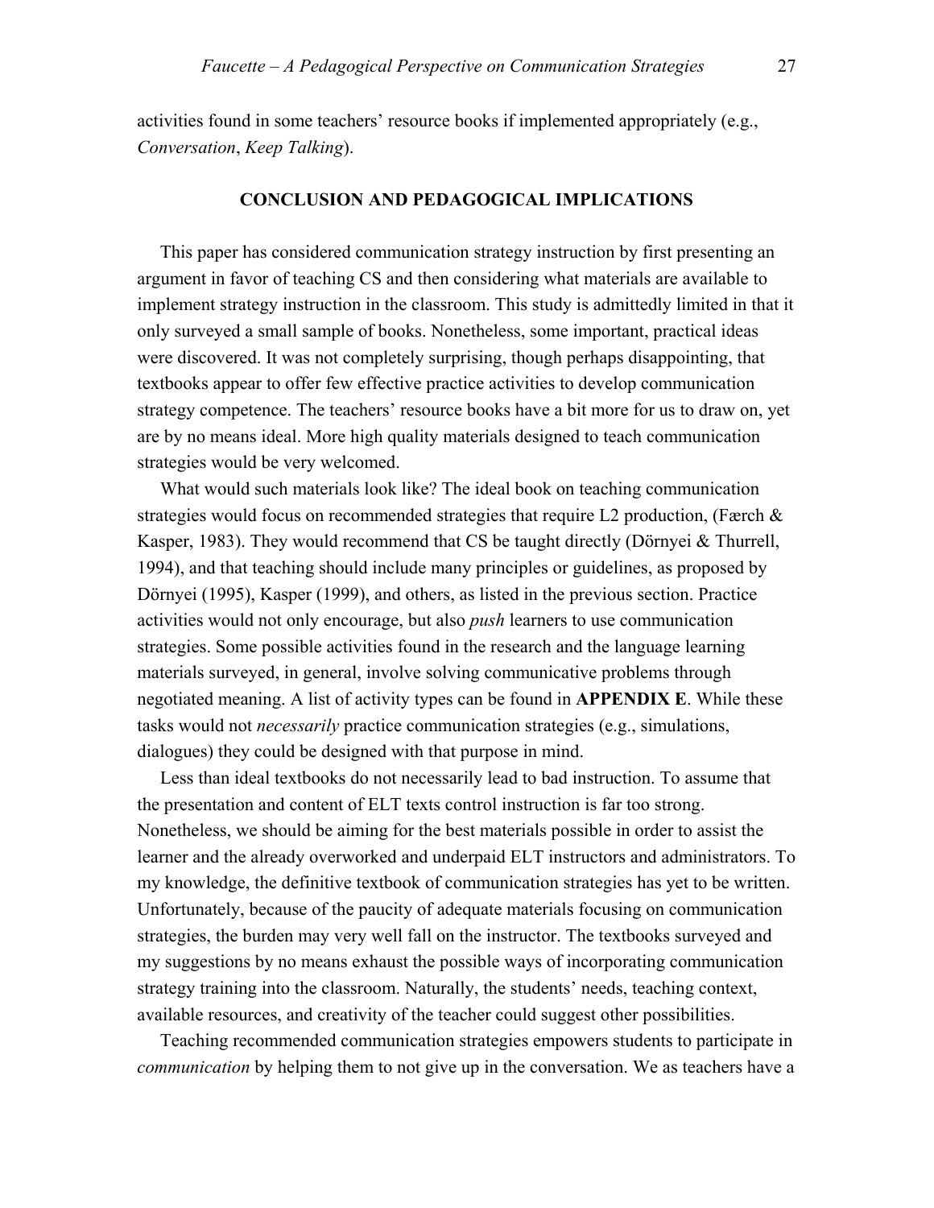activities found in some teachers' resource books if implemented appropriately (e.g., *Conversation*, *Keep Talking*).

## CONCLUSION AND PEDAGOGICAL IMPLICATIONS

This paper has considered communication strategy instruction by first presenting an argument in favor of teaching CS and then considering what materials are available to implement strategy instruction in the classroom. This study is admittedly limited in that it only surveyed a small sample of books. Nonetheless, some important, practical ideas were discovered. It was not completely surprising, though perhaps disappointing, that textbooks appear to offer few effective practice activities to develop communication strategy competence. The teachers' resource books have a bit more for us to draw on, yet are by no means ideal. More high quality materials designed to teach communication strategies would be very welcomed.

What would such materials look like? The ideal book on teaching communication strategies would focus on recommended strategies that require L2 production, (Færch & Kasper, 1983). They would recommend that CS be taught directly (Dörnyei & Thurrell, 1994), and that teaching should include many principles or guidelines, as proposed by Dörnyei (1995), Kasper (1999), and others, as listed in the previous section. Practice activities would not only encourage, but also *push* learners to use communication strategies. Some possible activities found in the research and the language learning materials surveyed, in general, involve solving communicative problems through negotiated meaning. A list of activity types can be found in **APPENDIX E**. While these tasks would not *necessarily* practice communication strategies (e.g., simulations, dialogues) they could be designed with that purpose in mind.

Less than ideal textbooks do not necessarily lead to bad instruction. To assume that the presentation and content of ELT texts control instruction is far too strong. Nonetheless, we should be aiming for the best materials possible in order to assist the learner and the already overworked and underpaid ELT instructors and administrators. To my knowledge, the definitive textbook of communication strategies has yet to be written. Unfortunately, because of the paucity of adequate materials focusing on communication strategies, the burden may very well fall on the instructor. The textbooks surveyed and my suggestions by no means exhaust the possible ways of incorporating communication strategy training into the classroom. Naturally, the students' needs, teaching context, available resources, and creativity of the teacher could suggest other possibilities.

Teaching recommended communication strategies empowers students to participate in *communication* by helping them to not give up in the conversation. We as teachers have a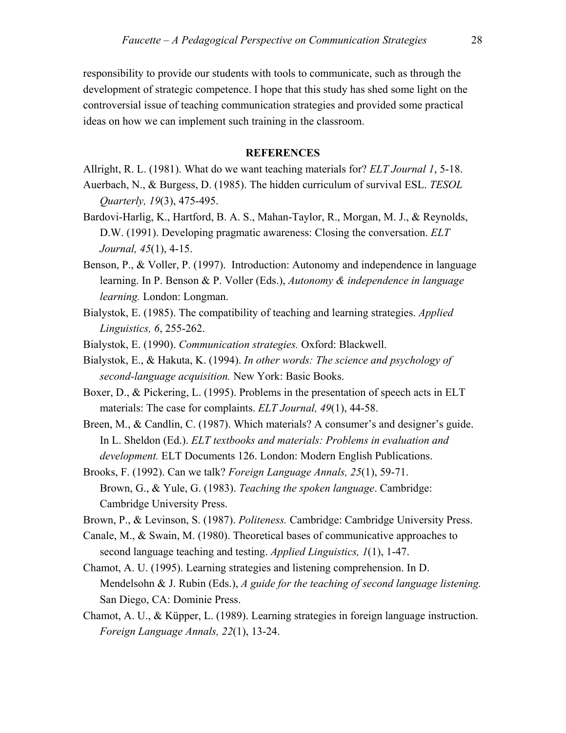responsibility to provide our students with tools to communicate, such as through the development of strategic competence. I hope that this study has shed some light on the controversial issue of teaching communication strategies and provided some practical ideas on how we can implement such training in the classroom.

## REFERENCES

Allright, R. L. (1981). What do we want teaching materials for? *ELT Journal 1*, 5-18.

Auerbach, N., & Burgess, D. (1985). The hidden curriculum of survival ESL. *TESOL Quarterly, 19*(3), 475-495.

Bardovi-Harlig, K., Hartford, B. A. S., Mahan-Taylor, R., Morgan, M. J., & Reynolds, D.W. (1991). Developing pragmatic awareness: Closing the conversation. *ELT Journal, 45*(1), 4-15.

Benson, P., & Voller, P. (1997). Introduction: Autonomy and independence in language learning. In P. Benson & P. Voller (Eds.), *Autonomy & independence in language learning.* London: Longman.

Bialystok, E. (1985). The compatibility of teaching and learning strategies. *Applied Linguistics, 6*, 255-262.

Bialystok, E. (1990). *Communication strategies.* Oxford: Blackwell.

Bialystok, E., & Hakuta, K. (1994). *In other words: The science and psychology of second-language acquisition.* New York: Basic Books.

Boxer, D., & Pickering, L. (1995). Problems in the presentation of speech acts in ELT materials: The case for complaints. *ELT Journal, 49*(1), 44-58.

Breen, M., & Candlin, C. (1987). Which materials? A consumer's and designer's guide. In L. Sheldon (Ed.). *ELT textbooks and materials: Problems in evaluation and development.* ELT Documents 126. London: Modern English Publications.

Brooks, F. (1992). Can we talk? *Foreign Language Annals, 25*(1), 59-71. Brown, G., & Yule, G. (1983). *Teaching the spoken language*. Cambridge: Cambridge University Press.

Brown, P., & Levinson, S. (1987). *Politeness.* Cambridge: Cambridge University Press.

Canale, M., & Swain, M. (1980). Theoretical bases of communicative approaches to second language teaching and testing. *Applied Linguistics, 1*(1), 1-47.

Chamot, A. U. (1995). Learning strategies and listening comprehension. In D. Mendelsohn & J. Rubin (Eds.), *A guide for the teaching of second language listening.* San Diego, CA: Dominie Press.

Chamot, A. U., & Küpper, L. (1989). Learning strategies in foreign language instruction. *Foreign Language Annals, 22*(1), 13-24.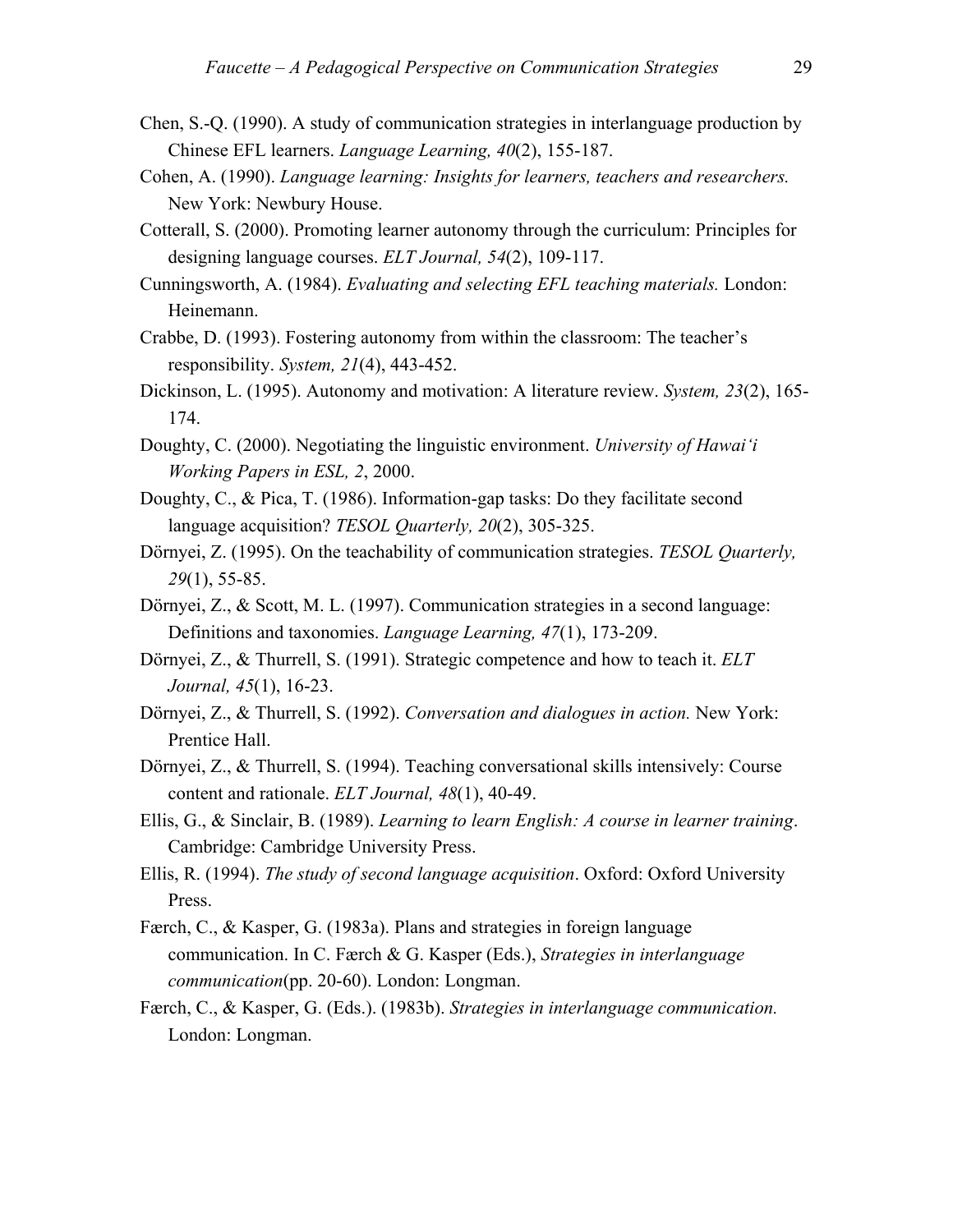Chen, S.-Q. (1990). A study of communication strategies in interlanguage production by Chinese EFL learners. *Language Learning, 40*(2), 155-187.

Cohen, A. (1990). *Language learning: Insights for learners, teachers and researchers.* New York: Newbury House.

Cotterall, S. (2000). Promoting learner autonomy through the curriculum: Principles for designing language courses. *ELT Journal, 54*(2), 109-117.

Cunningsworth, A. (1984). *Evaluating and selecting EFL teaching materials.* London: Heinemann.

Crabbe, D. (1993). Fostering autonomy from within the classroom: The teacher's responsibility. *System, 21*(4), 443-452.

Dickinson, L. (1995). Autonomy and motivation: A literature review. *System, 23*(2), 165-174.

Doughty, C. (2000). Negotiating the linguistic environment. *University of Hawai'i Working Papers in ESL, 2*, 2000.

Doughty, C., & Pica, T. (1986). Information-gap tasks: Do they facilitate second language acquisition? *TESOL Quarterly, 20*(2), 305-325.

Dörnyei, Z. (1995). On the teachability of communication strategies. *TESOL Quarterly, 29*(1), 55-85.

Dörnyei, Z., & Scott, M. L. (1997). Communication strategies in a second language: Definitions and taxonomies. *Language Learning, 47*(1), 173-209.

Dörnyei, Z., & Thurrell, S. (1991). Strategic competence and how to teach it. *ELT Journal, 45*(1), 16-23.

Dörnyei, Z., & Thurrell, S. (1992). *Conversation and dialogues in action.* New York: Prentice Hall.

Dörnyei, Z., & Thurrell, S. (1994). Teaching conversational skills intensively: Course content and rationale. *ELT Journal, 48*(1), 40-49.

Ellis, G., & Sinclair, B. (1989). *Learning to learn English: A course in learner training*. Cambridge: Cambridge University Press.

Ellis, R. (1994). *The study of second language acquisition*. Oxford: Oxford University Press.

Færch, C., & Kasper, G. (1983a). Plans and strategies in foreign language communication. In C. Færch & G. Kasper (Eds.), *Strategies in interlanguage communication*(pp. 20-60). London: Longman.

Færch, C., & Kasper, G. (Eds.). (1983b). *Strategies in interlanguage communication.* London: Longman.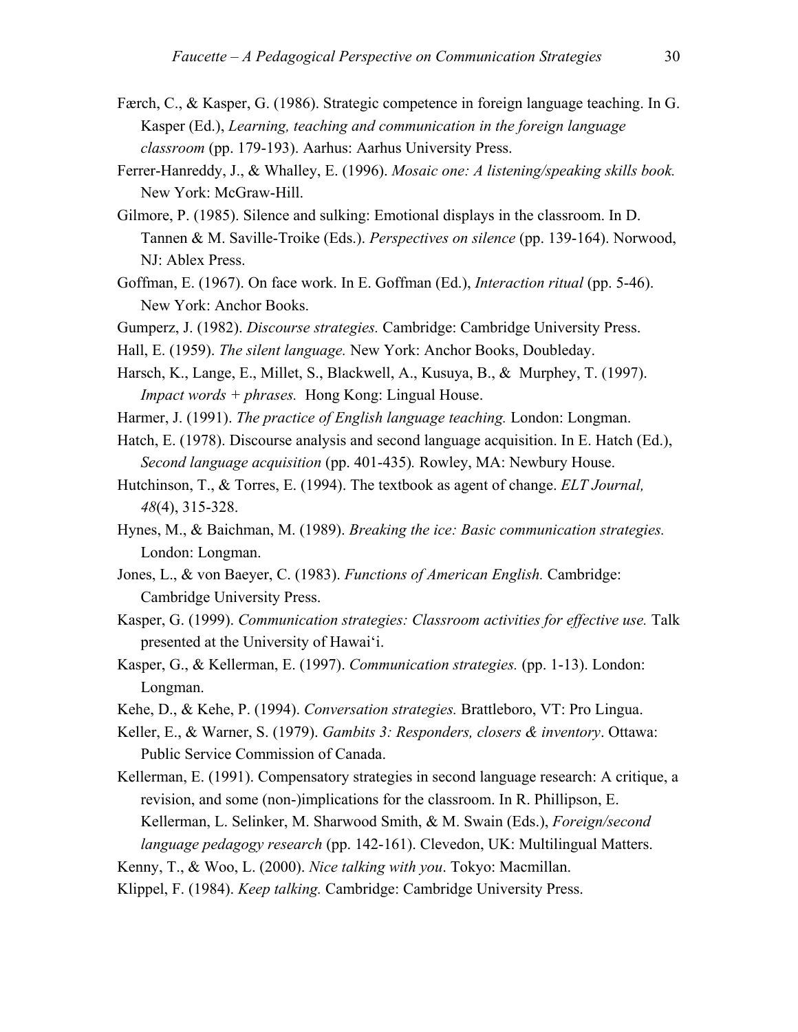Færch, C., & Kasper, G. (1986). Strategic competence in foreign language teaching. In G. Kasper (Ed.), *Learning, teaching and communication in the foreign language classroom* (pp. 179-193). Aarhus: Aarhus University Press.

Ferrer-Hanreddy, J., & Whalley, E. (1996). *Mosaic one: A listening/speaking skills book.* New York: McGraw-Hill.

Gilmore, P. (1985). Silence and sulking: Emotional displays in the classroom. In D. Tannen & M. Saville-Troike (Eds.). *Perspectives on silence* (pp. 139-164). Norwood, NJ: Ablex Press.

Goffman, E. (1967). On face work. In E. Goffman (Ed.), *Interaction ritual* (pp. 5-46). New York: Anchor Books.

Gumperz, J. (1982). *Discourse strategies.* Cambridge: Cambridge University Press.

Hall, E. (1959). *The silent language.* New York: Anchor Books, Doubleday.

Harsch, K., Lange, E., Millet, S., Blackwell, A., Kusuya, B., & Murphey, T. (1997). *Impact words + phrases.* Hong Kong: Lingual House.

Harmer, J. (1991). *The practice of English language teaching.* London: Longman.

Hatch, E. (1978). Discourse analysis and second language acquisition. In E. Hatch (Ed.), *Second language acquisition* (pp. 401-435). Rowley, MA: Newbury House.

Hutchinson, T., & Torres, E. (1994). The textbook as agent of change. *ELT Journal, 48*(4), 315-328.

Hynes, M., & Baichman, M. (1989). *Breaking the ice: Basic communication strategies.* London: Longman.

Jones, L., & von Baeyer, C. (1983). *Functions of American English.* Cambridge: Cambridge University Press.

Kasper, G. (1999). *Communication strategies: Classroom activities for effective use.* Talk presented at the University of Hawai'i.

Kasper, G., & Kellerman, E. (1997). *Communication strategies.* (pp. 1-13). London: Longman.

Kehe, D., & Kehe, P. (1994). *Conversation strategies.* Brattleboro, VT: Pro Lingua.

Keller, E., & Warner, S. (1979). *Gambits 3: Responders, closers & inventory*. Ottawa: Public Service Commission of Canada.

Kellerman, E. (1991). Compensatory strategies in second language research: A critique, a revision, and some (non-)implications for the classroom. In R. Phillipson, E. Kellerman, L. Selinker, M. Sharwood Smith, & M. Swain (Eds.), *Foreign/second language pedagogy research* (pp. 142-161). Clevedon, UK: Multilingual Matters.

Kenny, T., & Woo, L. (2000). *Nice talking with you*. Tokyo: Macmillan.

Klippel, F. (1984). *Keep talking.* Cambridge: Cambridge University Press.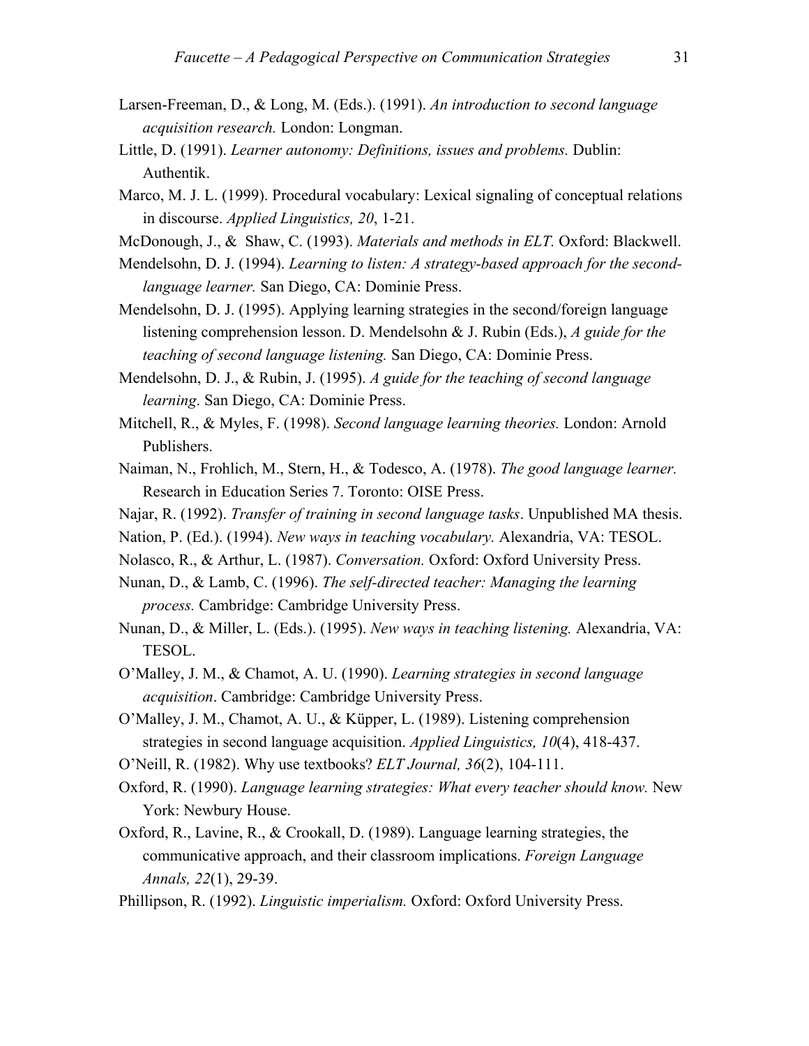Larsen-Freeman, D., & Long, M. (Eds.). (1991). *An introduction to second language acquisition research.* London: Longman.

Little, D. (1991). *Learner autonomy: Definitions, issues and problems.* Dublin: Authentik.

Marco, M. J. L. (1999). Procedural vocabulary: Lexical signaling of conceptual relations in discourse. *Applied Linguistics, 20*, 1-21.

McDonough, J., & Shaw, C. (1993). *Materials and methods in ELT.* Oxford: Blackwell.

Mendelsohn, D. J. (1994). *Learning to listen: A strategy-based approach for the second-language learner.* San Diego, CA: Dominie Press.

Mendelsohn, D. J. (1995). Applying learning strategies in the second/foreign language listening comprehension lesson. D. Mendelsohn & J. Rubin (Eds.), *A guide for the teaching of second language listening.* San Diego, CA: Dominie Press.

Mendelsohn, D. J., & Rubin, J. (1995). *A guide for the teaching of second language learning*. San Diego, CA: Dominie Press.

Mitchell, R., & Myles, F. (1998). *Second language learning theories.* London: Arnold Publishers.

Naiman, N., Frohlich, M., Stern, H., & Todesco, A. (1978). *The good language learner.* Research in Education Series 7. Toronto: OISE Press.

Najar, R. (1992). *Transfer of training in second language tasks*. Unpublished MA thesis.

Nation, P. (Ed.). (1994). *New ways in teaching vocabulary.* Alexandria, VA: TESOL.

Nolasco, R., & Arthur, L. (1987). *Conversation.* Oxford: Oxford University Press.

Nunan, D., & Lamb, C. (1996). *The self-directed teacher: Managing the learning process.* Cambridge: Cambridge University Press.

Nunan, D., & Miller, L. (Eds.). (1995). *New ways in teaching listening.* Alexandria, VA: TESOL.

O'Malley, J. M., & Chamot, A. U. (1990). *Learning strategies in second language acquisition*. Cambridge: Cambridge University Press.

O'Malley, J. M., Chamot, A. U., & Küpper, L. (1989). Listening comprehension strategies in second language acquisition. *Applied Linguistics, 10*(4), 418-437.

O'Neill, R. (1982). Why use textbooks? *ELT Journal, 36*(2), 104-111.

Oxford, R. (1990). *Language learning strategies: What every teacher should know.* New York: Newbury House.

Oxford, R., Lavine, R., & Crookall, D. (1989). Language learning strategies, the communicative approach, and their classroom implications. *Foreign Language Annals, 22*(1), 29-39.

Phillipson, R. (1992). *Linguistic imperialism.* Oxford: Oxford University Press.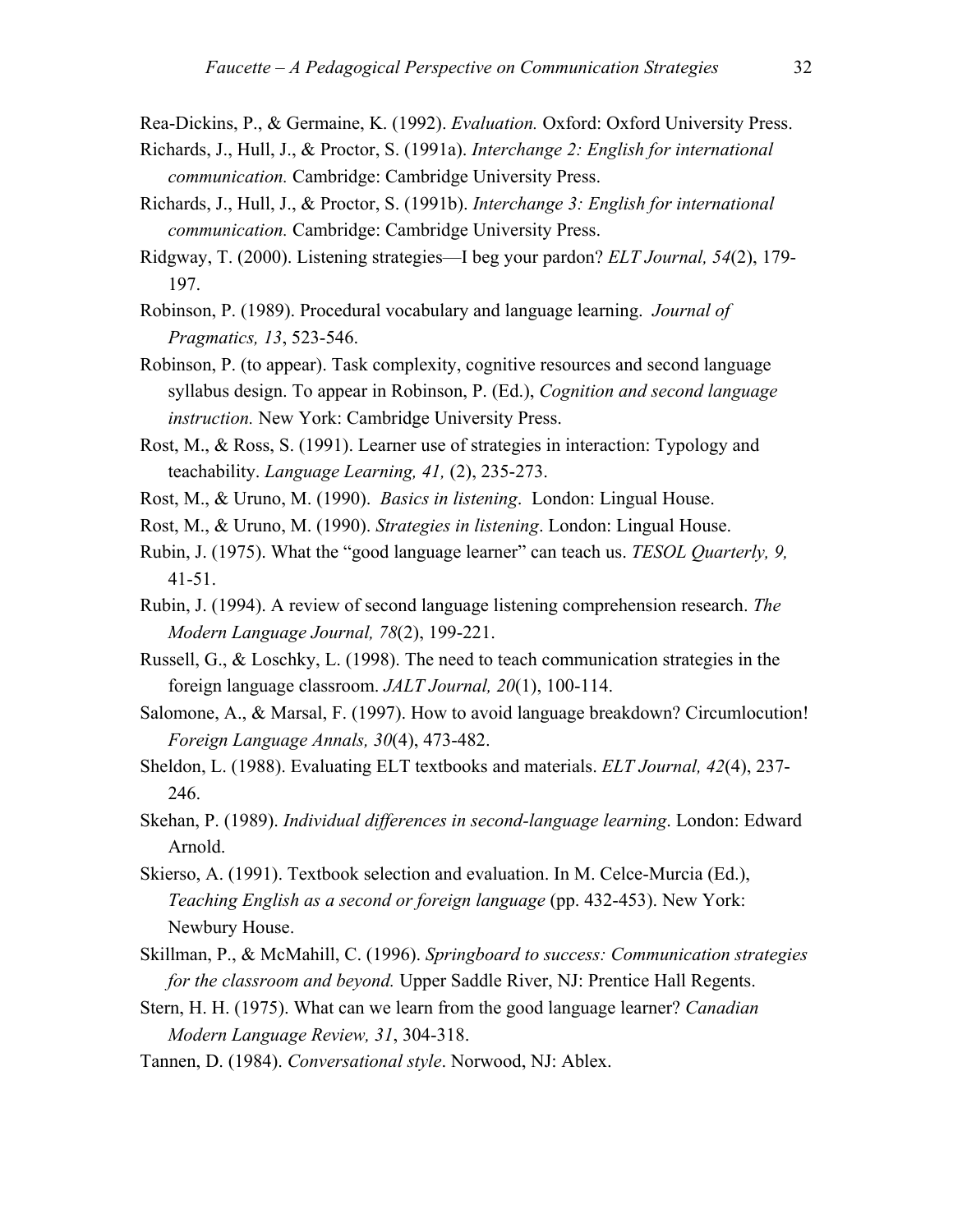Rea-Dickins, P., & Germaine, K. (1992). *Evaluation.* Oxford: Oxford University Press.

Richards, J., Hull, J., & Proctor, S. (1991a). *Interchange 2: English for international communication.* Cambridge: Cambridge University Press.

Richards, J., Hull, J., & Proctor, S. (1991b). *Interchange 3: English for international communication.* Cambridge: Cambridge University Press.

Ridgway, T. (2000). Listening strategies—I beg your pardon? *ELT Journal, 54*(2), 179-197.

Robinson, P. (1989). Procedural vocabulary and language learning. *Journal of Pragmatics, 13*, 523-546.

Robinson, P. (to appear). Task complexity, cognitive resources and second language syllabus design. To appear in Robinson, P. (Ed.), *Cognition and second language instruction.* New York: Cambridge University Press.

Rost, M., & Ross, S. (1991). Learner use of strategies in interaction: Typology and teachability. *Language Learning, 41,* (2), 235-273.

Rost, M., & Uruno, M. (1990). *Basics in listening*. London: Lingual House.

Rost, M., & Uruno, M. (1990). *Strategies in listening*. London: Lingual House.

Rubin, J. (1975). What the "good language learner" can teach us. *TESOL Quarterly, 9,* 41-51.

Rubin, J. (1994). A review of second language listening comprehension research. *The Modern Language Journal, 78*(2), 199-221.

Russell, G., & Loschky, L. (1998). The need to teach communication strategies in the foreign language classroom. *JALT Journal, 20*(1), 100-114.

Salomone, A., & Marsal, F. (1997). How to avoid language breakdown? Circumlocution! *Foreign Language Annals, 30*(4), 473-482.

Sheldon, L. (1988). Evaluating ELT textbooks and materials. *ELT Journal, 42*(4), 237-246.

Skehan, P. (1989). *Individual differences in second-language learning*. London: Edward Arnold.

Skierso, A. (1991). Textbook selection and evaluation. In M. Celce-Murcia (Ed.), *Teaching English as a second or foreign language* (pp. 432-453). New York: Newbury House.

Skillman, P., & McMahill, C. (1996). *Springboard to success: Communication strategies for the classroom and beyond.* Upper Saddle River, NJ: Prentice Hall Regents.

Stern, H. H. (1975). What can we learn from the good language learner? *Canadian Modern Language Review, 31*, 304-318.

Tannen, D. (1984). *Conversational style*. Norwood, NJ: Ablex.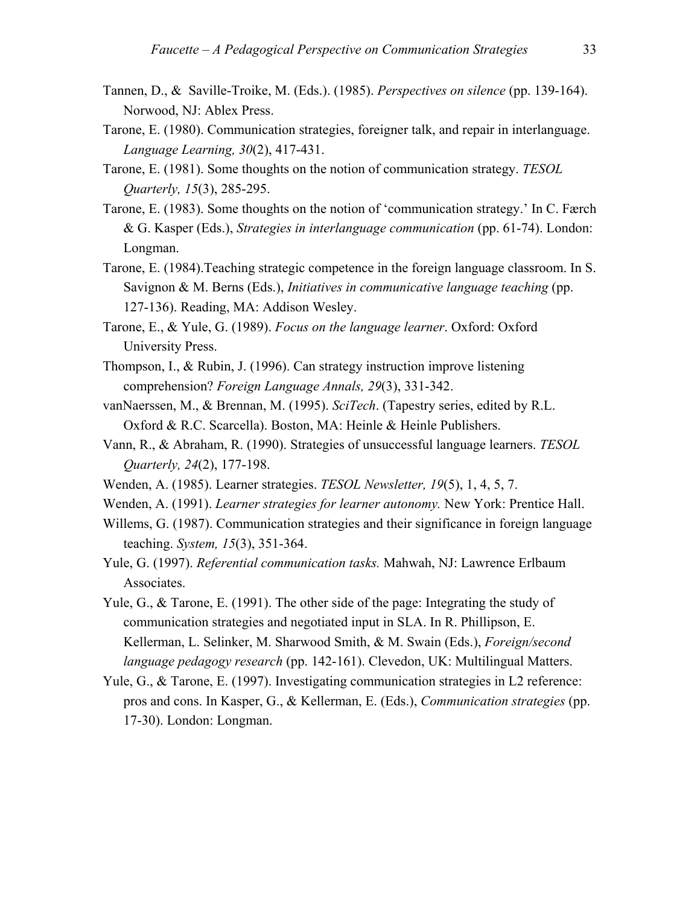Tannen, D., & Saville-Troike, M. (Eds.). (1985). *Perspectives on silence* (pp. 139-164). Norwood, NJ: Ablex Press.

Tarone, E. (1980). Communication strategies, foreigner talk, and repair in interlanguage. *Language Learning, 30*(2), 417-431.

Tarone, E. (1981). Some thoughts on the notion of communication strategy. *TESOL Quarterly, 15*(3), 285-295.

Tarone, E. (1983). Some thoughts on the notion of 'communication strategy.' In C. Færch & G. Kasper (Eds.), *Strategies in interlanguage communication* (pp. 61-74). London: Longman.

Tarone, E. (1984).Teaching strategic competence in the foreign language classroom. In S. Savignon & M. Berns (Eds.), *Initiatives in communicative language teaching* (pp. 127-136). Reading, MA: Addison Wesley.

Tarone, E., & Yule, G. (1989). *Focus on the language learner*. Oxford: Oxford University Press.

Thompson, I., & Rubin, J. (1996). Can strategy instruction improve listening comprehension? *Foreign Language Annals, 29*(3), 331-342.

vanNaerssen, M., & Brennan, M. (1995). *SciTech*. (Tapestry series, edited by R.L. Oxford & R.C. Scarcella). Boston, MA: Heinle & Heinle Publishers.

Vann, R., & Abraham, R. (1990). Strategies of unsuccessful language learners. *TESOL Quarterly, 24*(2), 177-198.

Wenden, A. (1985). Learner strategies. *TESOL Newsletter, 19*(5), 1, 4, 5, 7.

Wenden, A. (1991). *Learner strategies for learner autonomy.* New York: Prentice Hall.

Willems, G. (1987). Communication strategies and their significance in foreign language teaching. *System, 15*(3), 351-364.

Yule, G. (1997). *Referential communication tasks.* Mahwah, NJ: Lawrence Erlbaum Associates.

Yule, G., & Tarone, E. (1991). The other side of the page: Integrating the study of communication strategies and negotiated input in SLA. In R. Phillipson, E. Kellerman, L. Selinker, M. Sharwood Smith, & M. Swain (Eds.), *Foreign/second language pedagogy research* (pp. 142-161). Clevedon, UK: Multilingual Matters.

Yule, G., & Tarone, E. (1997). Investigating communication strategies in L2 reference: pros and cons. In Kasper, G., & Kellerman, E. (Eds.), *Communication strategies* (pp. 17-30). London: Longman.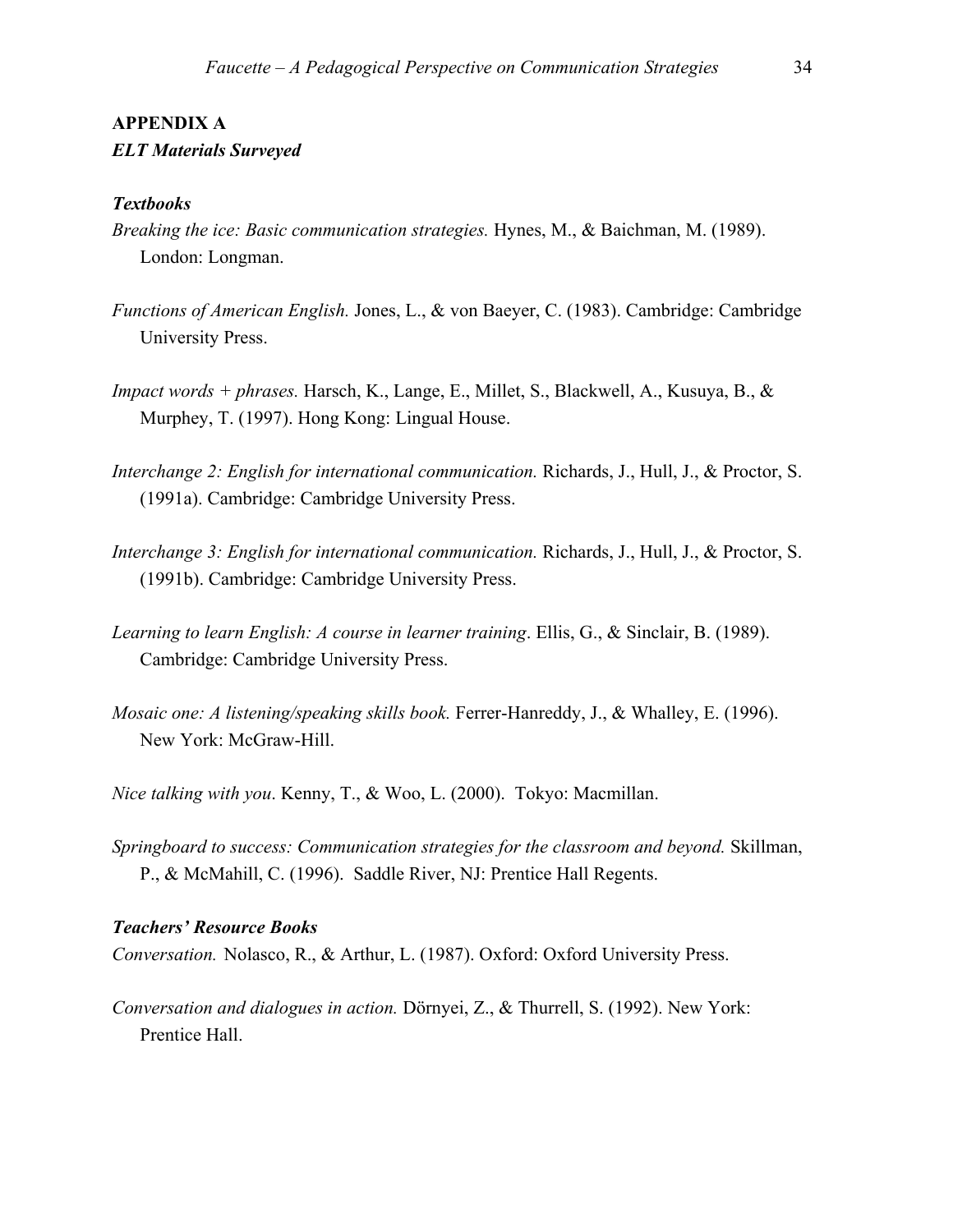## APPENDIX A

### *ELT Materials Surveyed*

#### *Textbooks*

*Breaking the ice: Basic communication strategies.* Hynes, M., & Baichman, M. (1989). London: Longman.

*Functions of American English.* Jones, L., & von Baeyer, C. (1983). Cambridge: Cambridge University Press.

*Impact words + phrases.* Harsch, K., Lange, E., Millet, S., Blackwell, A., Kusuya, B., & Murphey, T. (1997). Hong Kong: Lingual House.

*Interchange 2: English for international communication.* Richards, J., Hull, J., & Proctor, S. (1991a). Cambridge: Cambridge University Press.

*Interchange 3: English for international communication.* Richards, J., Hull, J., & Proctor, S. (1991b). Cambridge: Cambridge University Press.

*Learning to learn English: A course in learner training*. Ellis, G., & Sinclair, B. (1989). Cambridge: Cambridge University Press.

*Mosaic one: A listening/speaking skills book.* Ferrer-Hanreddy, J., & Whalley, E. (1996). New York: McGraw-Hill.

*Nice talking with you*. Kenny, T., & Woo, L. (2000). Tokyo: Macmillan.

*Springboard to success: Communication strategies for the classroom and beyond.* Skillman, P., & McMahill, C. (1996). Saddle River, NJ: Prentice Hall Regents.

#### *Teachers' Resource Books*

*Conversation.* Nolasco, R., & Arthur, L. (1987). Oxford: Oxford University Press.

*Conversation and dialogues in action.* Dörnyei, Z., & Thurrell, S. (1992). New York: Prentice Hall.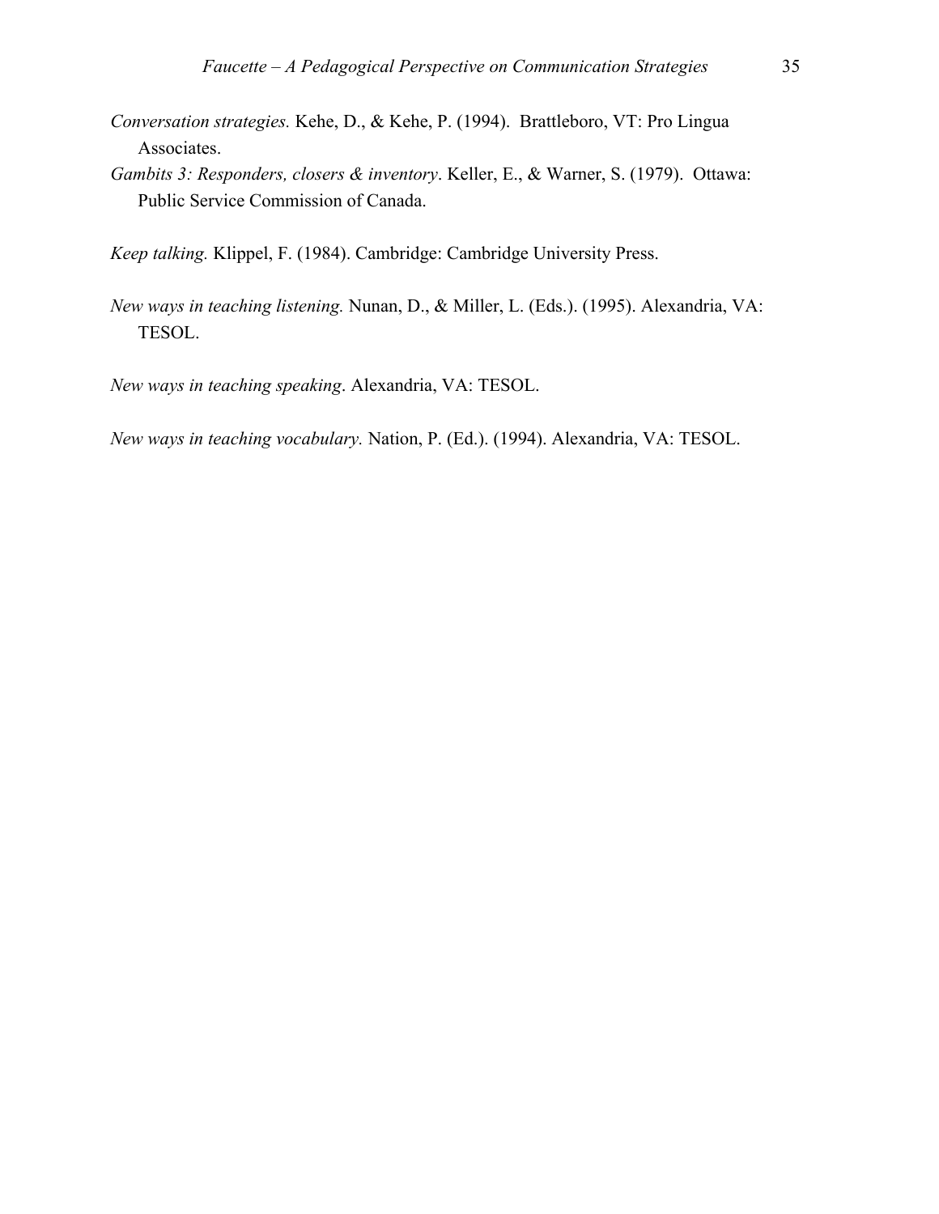*Conversation strategies.* Kehe, D., & Kehe, P. (1994). Brattleboro, VT: Pro Lingua Associates.

*Gambits 3: Responders, closers & inventory*. Keller, E., & Warner, S. (1979). Ottawa: Public Service Commission of Canada.

*Keep talking.* Klippel, F. (1984). Cambridge: Cambridge University Press.

*New ways in teaching listening.* Nunan, D., & Miller, L. (Eds.). (1995). Alexandria, VA: TESOL.

*New ways in teaching speaking*. Alexandria, VA: TESOL.

*New ways in teaching vocabulary.* Nation, P. (Ed.). (1994). Alexandria, VA: TESOL.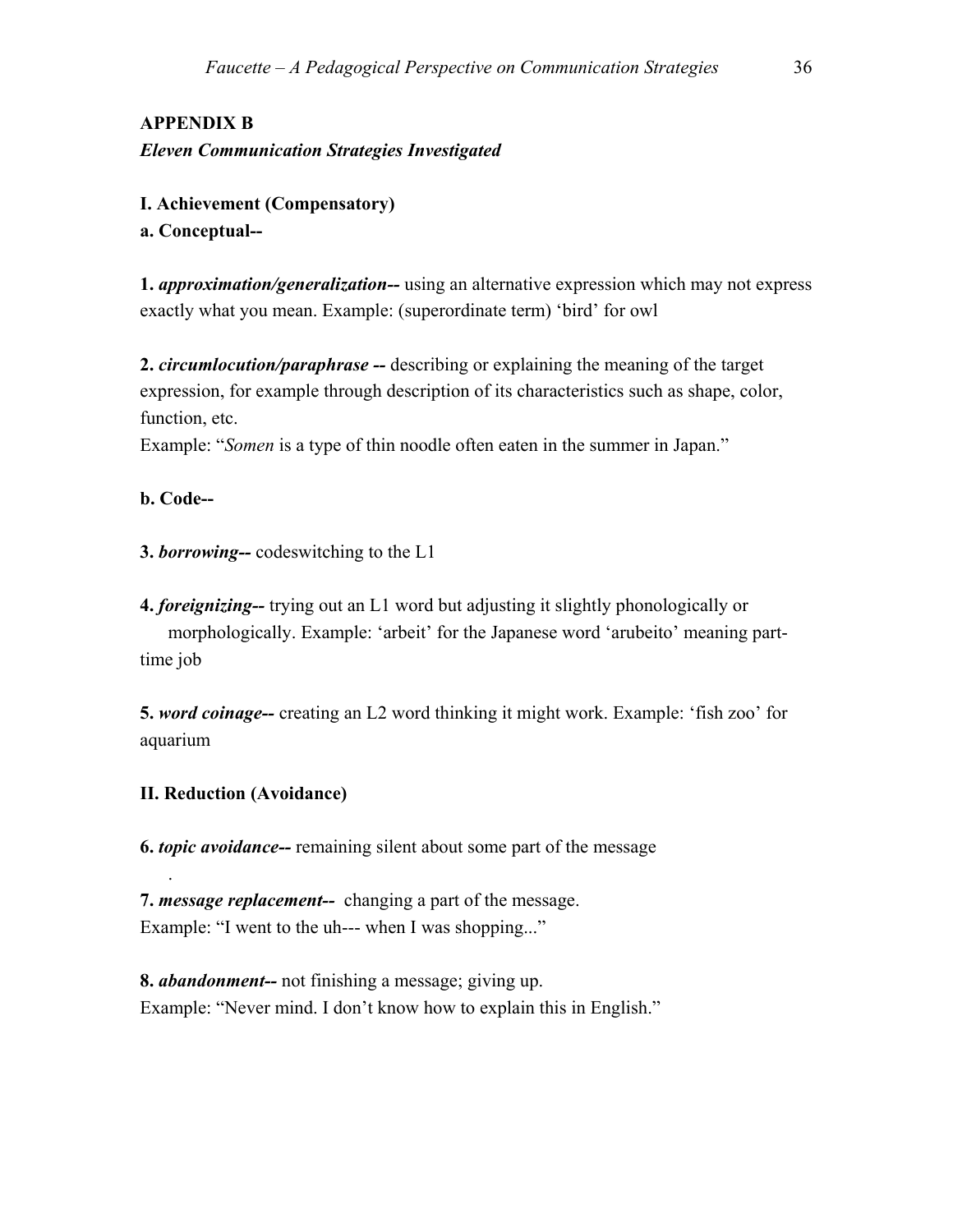## APPENDIX B

***Eleven Communication Strategies Investigated***

**I. Achievement (Compensatory)**

**a. Conceptual--**

**1.** ***approximation/generalization--*** using an alternative expression which may not express exactly what you mean. Example: (superordinate term) 'bird' for owl

**2.** ***circumlocution/paraphrase --*** describing or explaining the meaning of the target expression, for example through description of its characteristics such as shape, color, function, etc.
Example: "*Somen* is a type of thin noodle often eaten in the summer in Japan."

**b. Code--**

**3.** ***borrowing--*** codeswitching to the L1

**4.** ***foreignizing--*** trying out an L1 word but adjusting it slightly phonologically or morphologically. Example: 'arbeit' for the Japanese word 'arubeito' meaning part-time job

**5.** ***word coinage--*** creating an L2 word thinking it might work. Example: 'fish zoo' for aquarium

**II. Reduction (Avoidance)**

**6.** ***topic avoidance--*** remaining silent about some part of the message

**7.** ***message replacement--*** changing a part of the message.
Example: "I went to the uh--- when I was shopping..."

**8.** ***abandonment--*** not finishing a message; giving up.
Example: "Never mind. I don't know how to explain this in English."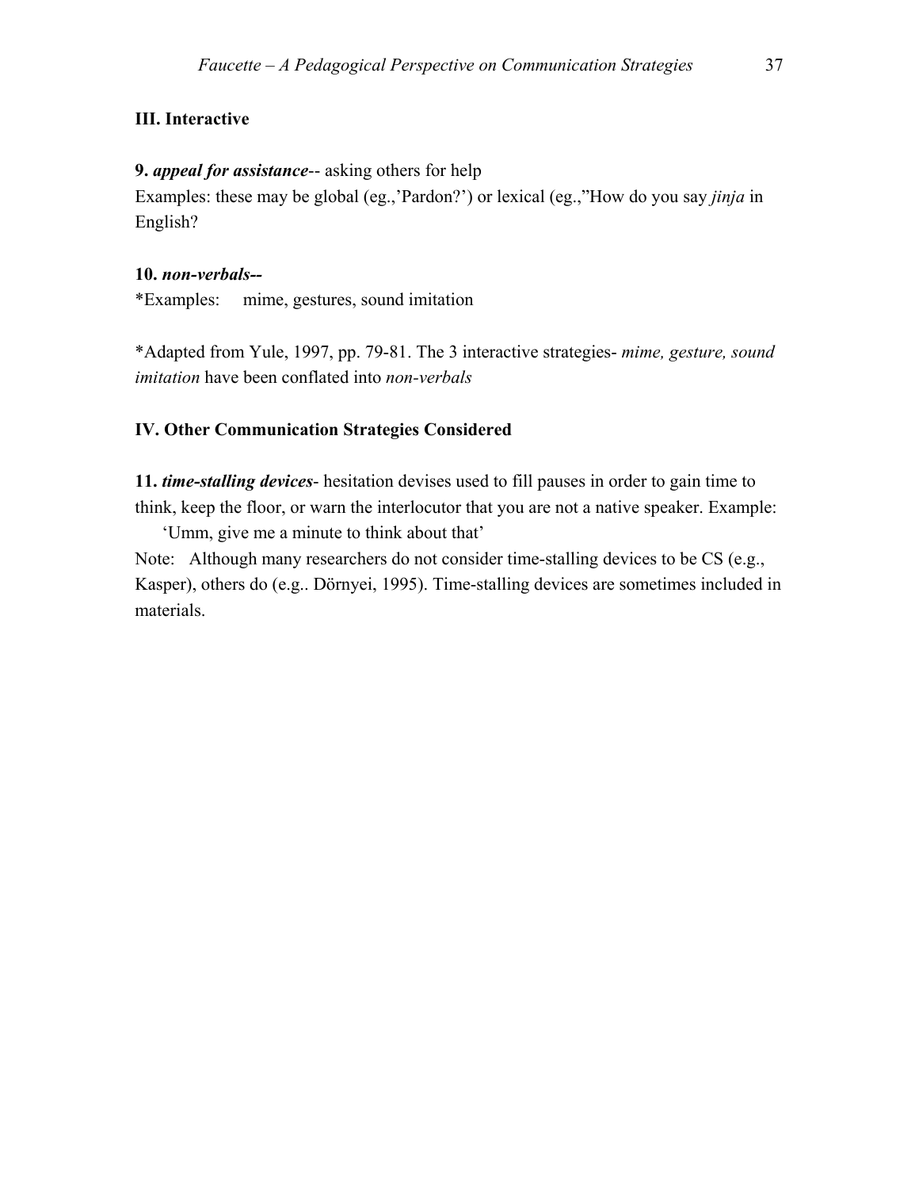### III. Interactive

**9. *appeal for assistance***-- asking others for help
Examples: these may be global (eg.,'Pardon?') or lexical (eg.,"How do you say *jinja* in English?

**10. *non-verbals--***
*Examples: mime, gestures, sound imitation

*Adapted from Yule, 1997, pp. 79-81. The 3 interactive strategies- *mime, gesture, sound imitation* have been conflated into *non-verbals*

### IV. Other Communication Strategies Considered

**11. *time-stalling devices***- hesitation devises used to fill pauses in order to gain time to think, keep the floor, or warn the interlocutor that you are not a native speaker. Example:
'Umm, give me a minute to think about that'

Note: Although many researchers do not consider time-stalling devices to be CS (e.g., Kasper), others do (e.g.. Dörnyei, 1995). Time-stalling devices are sometimes included in materials.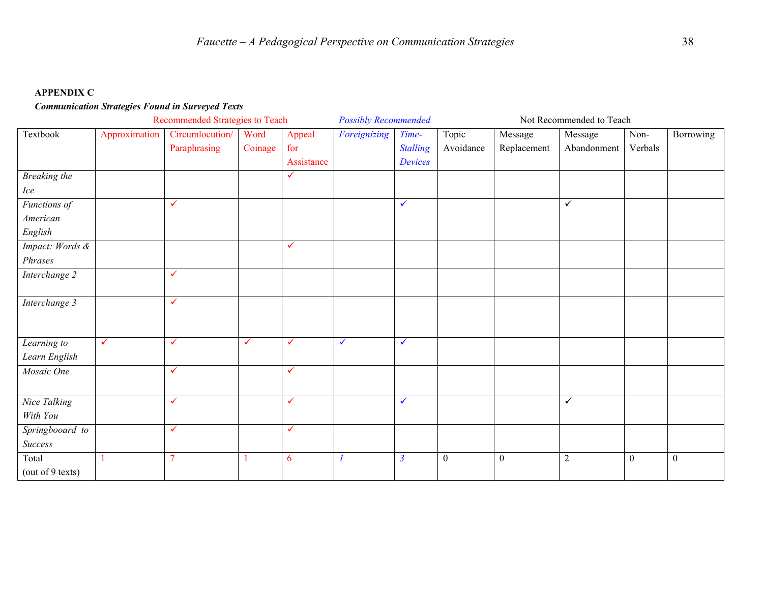**APPENDIX C**

***Communication Strategies Found in Surveyed Texts***

| | Recommended Strategies to Teach | | | | *Possibly Recommended* | | Not Recommended to Teach | | | | |
|---|---|---|---|---|---|---|---|---|---|---|---|
| Textbook | Approximation | Circumlocution/ Paraphrasing | Word Coinage | Appeal for Assistance | *Foreignizing* | *Time-Stalling Devices* | Topic Avoidance | Message Replacement | Message Abandonment | Non-Verbals | Borrowing |
| *Breaking the Ice* | | | | ✓ | | | | | | | |
| *Functions of American English* | | ✓ | | | | ✓ | | | ✓ | | |
| *Impact: Words & Phrases* | | | | ✓ | | | | | | | |
| *Interchange 2* | | ✓ | | | | | | | | | |
| *Interchange 3* | | ✓ | | | | | | | | | |
| *Learning to Learn English* | ✓ | ✓ | ✓ | ✓ | ✓ | ✓ | | | | | |
| *Mosaic One* | | ✓ | | ✓ | | | | | | | |
| *Nice Talking With You* | | ✓ | | ✓ | | ✓ | | | ✓ | | |
| *Springbooard to Success* | | ✓ | | ✓ | | | | | | | |
| Total (out of 9 texts) | 1 | 7 | 1 | 6 | *1* | *3* | 0 | 0 | 2 | 0 | 0 |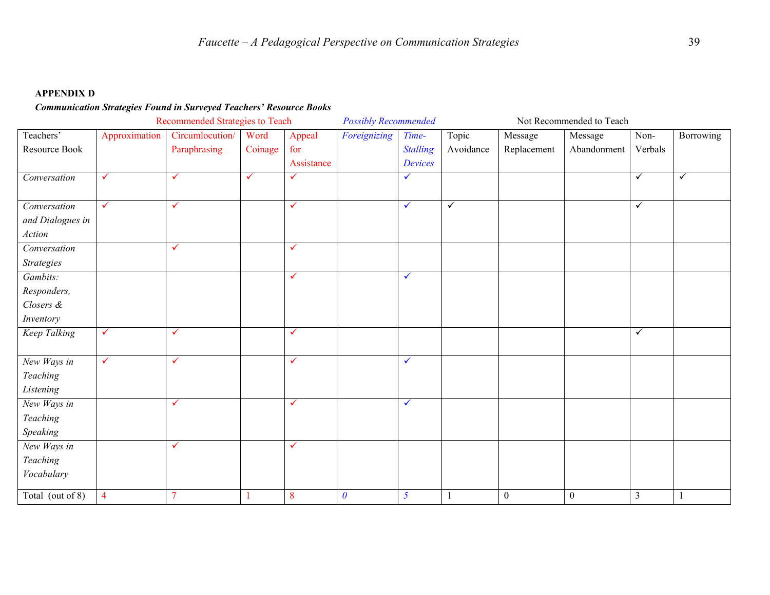**APPENDIX D**

***Communication Strategies Found in Surveyed Teachers' Resource Books***

| | Recommended Strategies to Teach | | | | *Possibly Recommended* | | Not Recommended to Teach | | | | |
|---|---|---|---|---|---|---|---|---|---|---|---|
| Teachers' Resource Book | Approximation | Circumlocution/ Paraphrasing | Word Coinage | Appeal for Assistance | *Foreignizing* | *Time-Stalling Devices* | Topic Avoidance | Message Replacement | Message Abandonment | Non-Verbals | Borrowing |
| *Conversation* | ✓ | ✓ | ✓ | ✓ | | ✓ | | | | ✓ | ✓ |
| *Conversation and Dialogues in Action* | ✓ | ✓ | | ✓ | | ✓ | ✓ | | | ✓ | |
| *Conversation Strategies* | | ✓ | | ✓ | | | | | | | |
| *Gambits: Responders, Closers & Inventory* | | | | ✓ | | ✓ | | | | | |
| *Keep Talking* | ✓ | ✓ | | ✓ | | | | | | ✓ | |
| *New Ways in Teaching Listening* | ✓ | ✓ | | ✓ | | ✓ | | | | | |
| *New Ways in Teaching Speaking* | | ✓ | | ✓ | | ✓ | | | | | |
| *New Ways in Teaching Vocabulary* | | ✓ | | ✓ | | | | | | | |
| Total (out of 8) | 4 | 7 | 1 | 8 | *0* | *5* | 1 | 0 | 0 | 3 | 1 |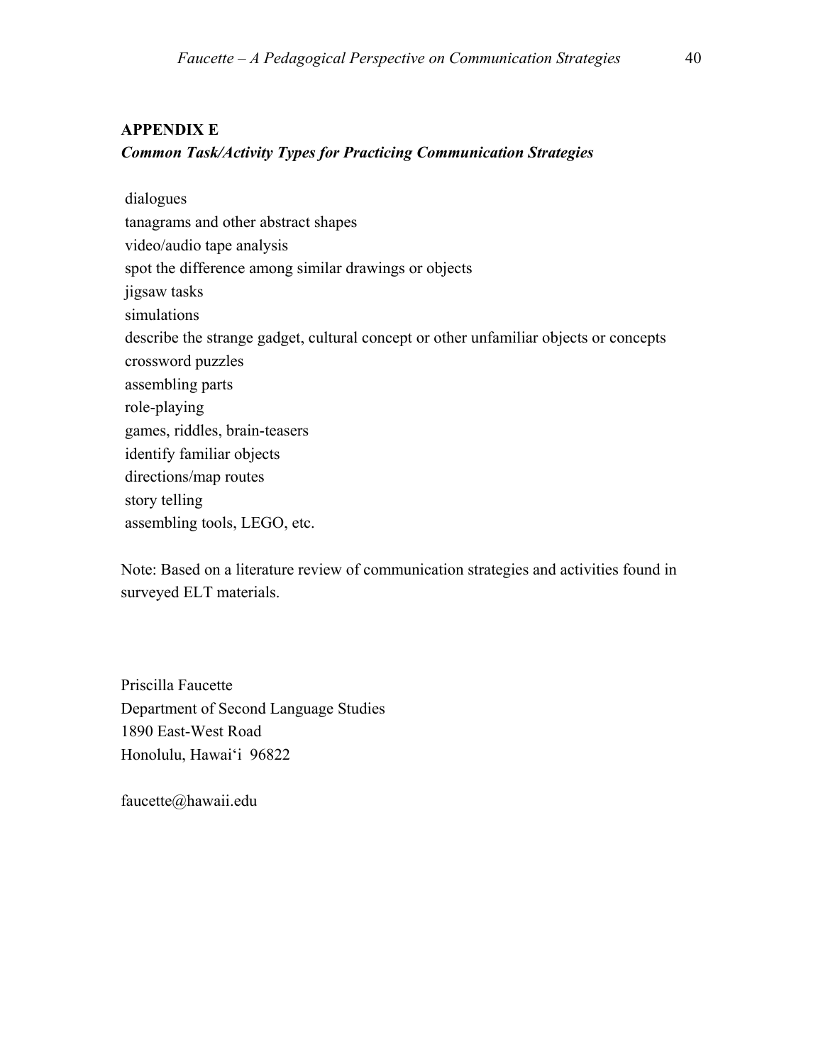## APPENDIX E

***Common Task/Activity Types for Practicing Communication Strategies***

dialogues
tanagrams and other abstract shapes
video/audio tape analysis
spot the difference among similar drawings or objects
jigsaw tasks
simulations
describe the strange gadget, cultural concept or other unfamiliar objects or concepts
crossword puzzles
assembling parts
role-playing
games, riddles, brain-teasers
identify familiar objects
directions/map routes
story telling
assembling tools, LEGO, etc.

Note: Based on a literature review of communication strategies and activities found in surveyed ELT materials.

Priscilla Faucette
Department of Second Language Studies
1890 East-West Road
Honolulu, Hawai'i 96822

faucette@hawaii.edu